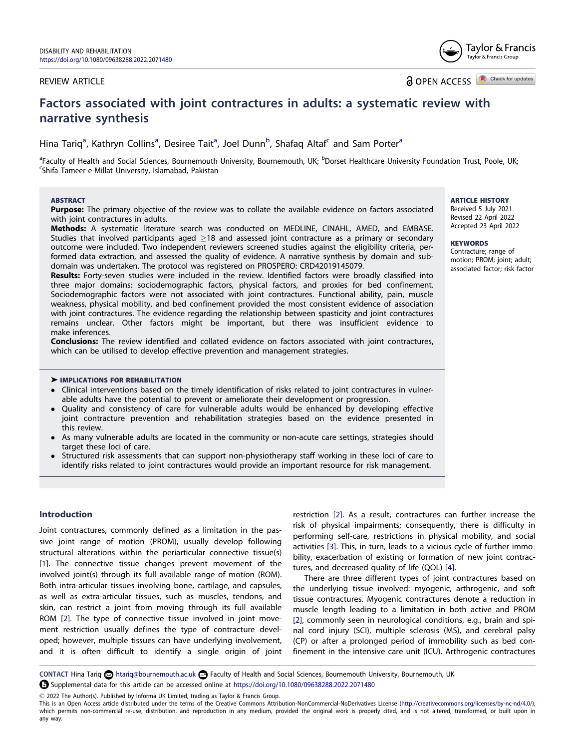REVIEW ARTICLE

OPEN ACCESS

# Factors associated with joint contractures in adults: a systematic review with narrative synthesis

Hina Tariq[a], Kathryn Collins[a], Desiree Tait[a], Joel Dunn[b], Shafaq Altaf[c] and Sam Porter[a]

[a]Faculty of Health and Social Sciences, Bournemouth University, Bournemouth, UK; [b]Dorset Healthcare University Foundation Trust, Poole, UK; [c]Shifa Tameer-e-Millat University, Islamabad, Pakistan

## ABSTRACT

**Purpose:** The primary objective of the review was to collate the available evidence on factors associated with joint contractures in adults.

**Methods:** A systematic literature search was conducted on MEDLINE, CINAHL, AMED, and EMBASE. Studies that involved participants aged $\geq$18 and assessed joint contracture as a primary or secondary outcome were included. Two independent reviewers screened studies against the eligibility criteria, performed data extraction, and assessed the quality of evidence. A narrative synthesis by domain and sub-domain was undertaken. The protocol was registered on PROSPERO: CRD42019145079.

**Results:** Forty-seven studies were included in the review. Identified factors were broadly classified into three major domains: sociodemographic factors, physical factors, and proxies for bed confinement. Sociodemographic factors were not associated with joint contractures. Functional ability, pain, muscle weakness, physical mobility, and bed confinement provided the most consistent evidence of association with joint contractures. The evidence regarding the relationship between spasticity and joint contractures remains unclear. Other factors might be important, but there was insufficient evidence to make inferences.

**Conclusions:** The review identified and collated evidence on factors associated with joint contractures, which can be utilised to develop effective prevention and management strategies.

## ARTICLE HISTORY

Received 5 July 2021
Revised 22 April 2022
Accepted 23 April 2022

## KEYWORDS

Contracture; range of motion; PROM; joint; adult; associated factor; risk factor

## IMPLICATIONS FOR REHABILITATION

- Clinical interventions based on the timely identification of risks related to joint contractures in vulnerable adults have the potential to prevent or ameliorate their development or progression.
- Quality and consistency of care for vulnerable adults would be enhanced by developing effective joint contracture prevention and rehabilitation strategies based on the evidence presented in this review.
- As many vulnerable adults are located in the community or non-acute care settings, strategies should target these loci of care.
- Structured risk assessments that can support non-physiotherapy staff working in these loci of care to identify risks related to joint contractures would provide an important resource for risk management.

## Introduction

Joint contractures, commonly defined as a limitation in the passive joint range of motion (PROM), usually develop following structural alterations within the periarticular connective tissue(s) [1]. The connective tissue changes prevent movement of the involved joint(s) through its full available range of motion (ROM). Both intra-articular tissues involving bone, cartilage, and capsules, as well as extra-articular tissues, such as muscles, tendons, and skin, can restrict a joint from moving through its full available ROM [2]. The type of connective tissue involved in joint movement restriction usually defines the type of contracture developed; however, multiple tissues can have underlying involvement, and it is often difficult to identify a single origin of joint restriction [2]. As a result, contractures can further increase the risk of physical impairments; consequently, there is difficulty in performing self-care, restrictions in physical mobility, and social activities [3]. This, in turn, leads to a vicious cycle of further immobility, exacerbation of existing or formation of new joint contractures, and decreased quality of life (QOL) [4].

There are three different types of joint contractures based on the underlying tissue involved: myogenic, arthrogenic, and soft tissue contractures. Myogenic contractures denote a reduction in muscle length leading to a limitation in both active and PROM [2], commonly seen in neurological conditions, e.g., brain and spinal cord injury (SCI), multiple sclerosis (MS), and cerebral palsy (CP) or after a prolonged period of immobility such as bed confinement in the intensive care unit (ICU). Arthrogenic contractures

CONTACT Hina Tariq htariq@bournemouth.ac.uk Faculty of Health and Social Sciences, Bournemouth University, Bournemouth, UK

Supplemental data for this article can be accessed online at https://doi.org/10.1080/09638288.2022.2071480

© 2022 The Author(s). Published by Informa UK Limited, trading as Taylor & Francis Group.
This is an Open Access article distributed under the terms of the Creative Commons Attribution-NonCommercial-NoDerivatives License (http://creativecommons.org/licenses/by-nc-nd/4.0/), which permits non-commercial re-use, distribution, and reproduction in any medium, provided the original work is properly cited, and is not altered, transformed, or built upon in any way.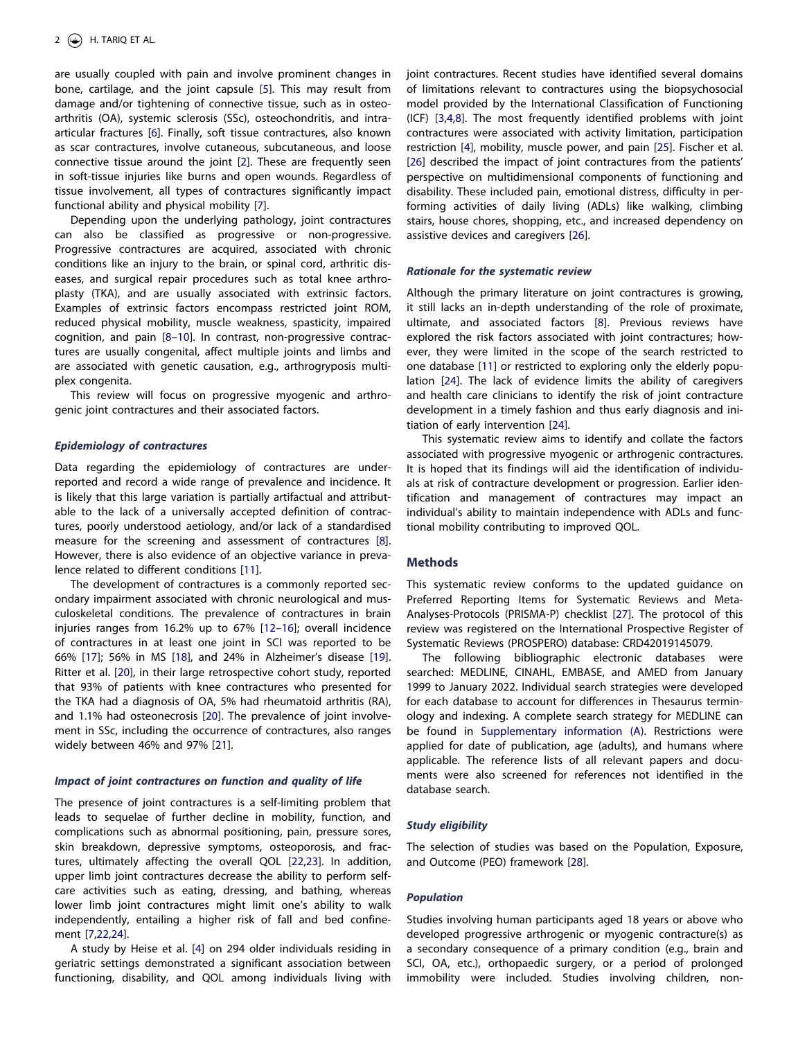are usually coupled with pain and involve prominent changes in bone, cartilage, and the joint capsule [5]. This may result from damage and/or tightening of connective tissue, such as in osteoarthritis (OA), systemic sclerosis (SSc), osteochondritis, and intra-articular fractures [6]. Finally, soft tissue contractures, also known as scar contractures, involve cutaneous, subcutaneous, and loose connective tissue around the joint [2]. These are frequently seen in soft-tissue injuries like burns and open wounds. Regardless of tissue involvement, all types of contractures significantly impact functional ability and physical mobility [7].

Depending upon the underlying pathology, joint contractures can also be classified as progressive or non-progressive. Progressive contractures are acquired, associated with chronic conditions like an injury to the brain, or spinal cord, arthritic diseases, and surgical repair procedures such as total knee arthroplasty (TKA), and are usually associated with extrinsic factors. Examples of extrinsic factors encompass restricted joint ROM, reduced physical mobility, muscle weakness, spasticity, impaired cognition, and pain [8–10]. In contrast, non-progressive contractures are usually congenital, affect multiple joints and limbs and are associated with genetic causation, e.g., arthrogryposis multiplex congenita.

This review will focus on progressive myogenic and arthrogenic joint contractures and their associated factors.

### *Epidemiology of contractures*

Data regarding the epidemiology of contractures are underreported and record a wide range of prevalence and incidence. It is likely that this large variation is partially artifactual and attributable to the lack of a universally accepted definition of contractures, poorly understood aetiology, and/or lack of a standardised measure for the screening and assessment of contractures [8]. However, there is also evidence of an objective variance in prevalence related to different conditions [11].

The development of contractures is a commonly reported secondary impairment associated with chronic neurological and musculoskeletal conditions. The prevalence of contractures in brain injuries ranges from 16.2% up to 67% [12–16]; overall incidence of contractures in at least one joint in SCI was reported to be 66% [17]; 56% in MS [18], and 24% in Alzheimer's disease [19]. Ritter et al. [20], in their large retrospective cohort study, reported that 93% of patients with knee contractures who presented for the TKA had a diagnosis of OA, 5% had rheumatoid arthritis (RA), and 1.1% had osteonecrosis [20]. The prevalence of joint involvement in SSc, including the occurrence of contractures, also ranges widely between 46% and 97% [21].

### *Impact of joint contractures on function and quality of life*

The presence of joint contractures is a self-limiting problem that leads to sequelae of further decline in mobility, function, and complications such as abnormal positioning, pain, pressure sores, skin breakdown, depressive symptoms, osteoporosis, and fractures, ultimately affecting the overall QOL [22,23]. In addition, upper limb joint contractures decrease the ability to perform self-care activities such as eating, dressing, and bathing, whereas lower limb joint contractures might limit one's ability to walk independently, entailing a higher risk of fall and bed confinement [7,22,24].

A study by Heise et al. [4] on 294 older individuals residing in geriatric settings demonstrated a significant association between functioning, disability, and QOL among individuals living with joint contractures. Recent studies have identified several domains of limitations relevant to contractures using the biopsychosocial model provided by the International Classification of Functioning (ICF) [3,4,8]. The most frequently identified problems with joint contractures were associated with activity limitation, participation restriction [4], mobility, muscle power, and pain [25]. Fischer et al. [26] described the impact of joint contractures from the patients' perspective on multidimensional components of functioning and disability. These included pain, emotional distress, difficulty in performing activities of daily living (ADLs) like walking, climbing stairs, house chores, shopping, etc., and increased dependency on assistive devices and caregivers [26].

### *Rationale for the systematic review*

Although the primary literature on joint contractures is growing, it still lacks an in-depth understanding of the role of proximate, ultimate, and associated factors [8]. Previous reviews have explored the risk factors associated with joint contractures; however, they were limited in the scope of the search restricted to one database [11] or restricted to exploring only the elderly population [24]. The lack of evidence limits the ability of caregivers and health care clinicians to identify the risk of joint contracture development in a timely fashion and thus early diagnosis and initiation of early intervention [24].

This systematic review aims to identify and collate the factors associated with progressive myogenic or arthrogenic contractures. It is hoped that its findings will aid the identification of individuals at risk of contracture development or progression. Earlier identification and management of contractures may impact an individual's ability to maintain independence with ADLs and functional mobility contributing to improved QOL.

## Methods

This systematic review conforms to the updated guidance on Preferred Reporting Items for Systematic Reviews and Meta-Analyses-Protocols (PRISMA-P) checklist [27]. The protocol of this review was registered on the International Prospective Register of Systematic Reviews (PROSPERO) database: CRD42019145079.

The following bibliographic electronic databases were searched: MEDLINE, CINAHL, EMBASE, and AMED from January 1999 to January 2022. Individual search strategies were developed for each database to account for differences in Thesaurus terminology and indexing. A complete search strategy for MEDLINE can be found in Supplementary information (A). Restrictions were applied for date of publication, age (adults), and humans where applicable. The reference lists of all relevant papers and documents were also screened for references not identified in the database search.

### *Study eligibility*

The selection of studies was based on the Population, Exposure, and Outcome (PEO) framework [28].

### *Population*

Studies involving human participants aged 18 years or above who developed progressive arthrogenic or myogenic contracture(s) as a secondary consequence of a primary condition (e.g., brain and SCI, OA, etc.), orthopaedic surgery, or a period of prolonged immobility were included. Studies involving children, non-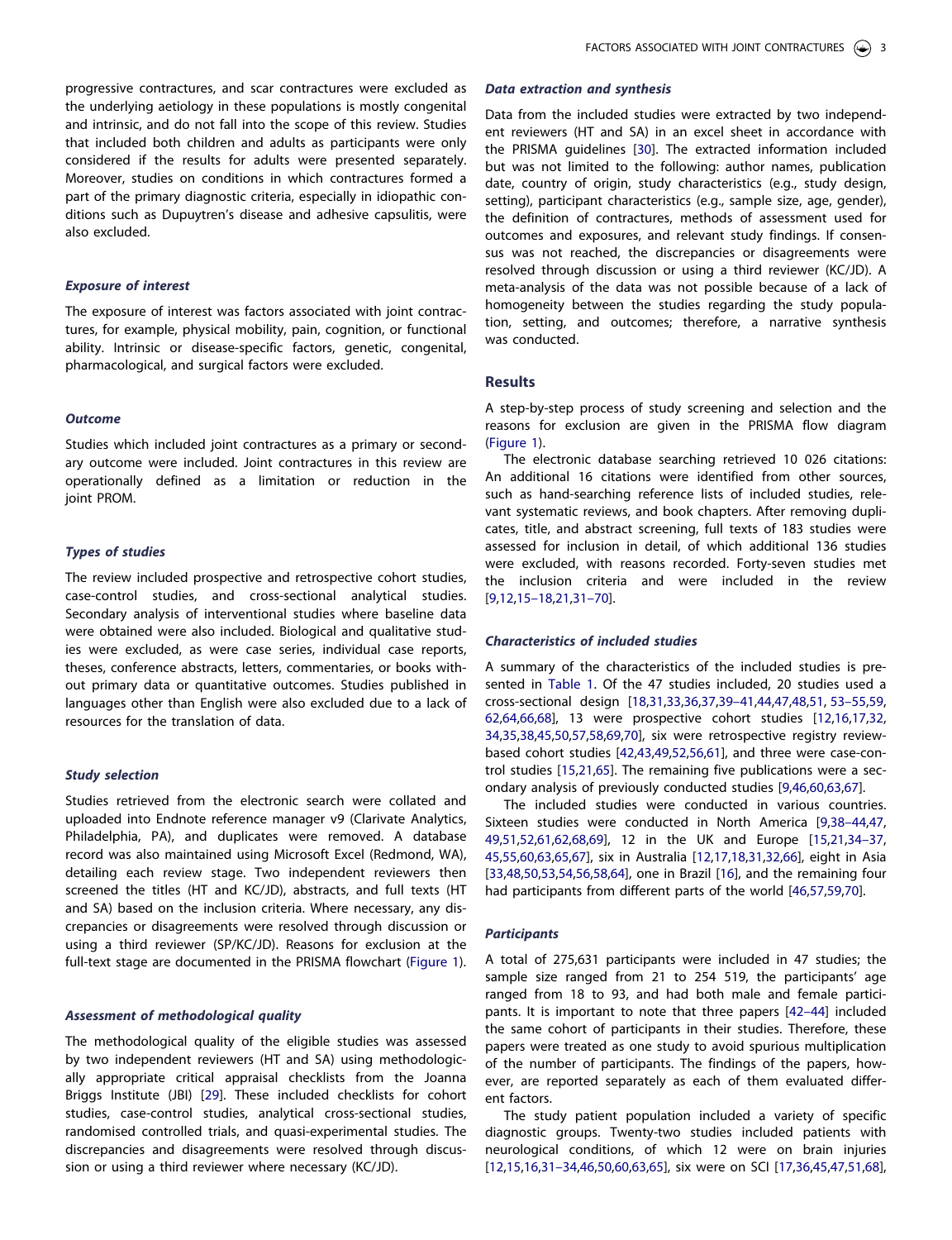progressive contractures, and scar contractures were excluded as the underlying aetiology in these populations is mostly congenital and intrinsic, and do not fall into the scope of this review. Studies that included both children and adults as participants were only considered if the results for adults were presented separately. Moreover, studies on conditions in which contractures formed a part of the primary diagnostic criteria, especially in idiopathic conditions such as Dupuytren's disease and adhesive capsulitis, were also excluded.

### *Exposure of interest*

The exposure of interest was factors associated with joint contractures, for example, physical mobility, pain, cognition, or functional ability. Intrinsic or disease-specific factors, genetic, congenital, pharmacological, and surgical factors were excluded.

### *Outcome*

Studies which included joint contractures as a primary or secondary outcome were included. Joint contractures in this review are operationally defined as a limitation or reduction in the joint PROM.

### *Types of studies*

The review included prospective and retrospective cohort studies, case-control studies, and cross-sectional analytical studies. Secondary analysis of interventional studies where baseline data were obtained were also included. Biological and qualitative studies were excluded, as were case series, individual case reports, theses, conference abstracts, letters, commentaries, or books without primary data or quantitative outcomes. Studies published in languages other than English were also excluded due to a lack of resources for the translation of data.

### *Study selection*

Studies retrieved from the electronic search were collated and uploaded into Endnote reference manager v9 (Clarivate Analytics, Philadelphia, PA), and duplicates were removed. A database record was also maintained using Microsoft Excel (Redmond, WA), detailing each review stage. Two independent reviewers then screened the titles (HT and KC/JD), abstracts, and full texts (HT and SA) based on the inclusion criteria. Where necessary, any discrepancies or disagreements were resolved through discussion or using a third reviewer (SP/KC/JD). Reasons for exclusion at the full-text stage are documented in the PRISMA flowchart (Figure 1).

### *Assessment of methodological quality*

The methodological quality of the eligible studies was assessed by two independent reviewers (HT and SA) using methodologically appropriate critical appraisal checklists from the Joanna Briggs Institute (JBI) [29]. These included checklists for cohort studies, case-control studies, analytical cross-sectional studies, randomised controlled trials, and quasi-experimental studies. The discrepancies and disagreements were resolved through discussion or using a third reviewer where necessary (KC/JD).

### *Data extraction and synthesis*

Data from the included studies were extracted by two independent reviewers (HT and SA) in an excel sheet in accordance with the PRISMA guidelines [30]. The extracted information included but was not limited to the following: author names, publication date, country of origin, study characteristics (e.g., study design, setting), participant characteristics (e.g., sample size, age, gender), the definition of contractures, methods of assessment used for outcomes and exposures, and relevant study findings. If consensus was not reached, the discrepancies or disagreements were resolved through discussion or using a third reviewer (KC/JD). A meta-analysis of the data was not possible because of a lack of homogeneity between the studies regarding the study population, setting, and outcomes; therefore, a narrative synthesis was conducted.

## Results

A step-by-step process of study screening and selection and the reasons for exclusion are given in the PRISMA flow diagram (Figure 1).

The electronic database searching retrieved 10 026 citations: An additional 16 citations were identified from other sources, such as hand-searching reference lists of included studies, relevant systematic reviews, and book chapters. After removing duplicates, title, and abstract screening, full texts of 183 studies were assessed for inclusion in detail, of which additional 136 studies were excluded, with reasons recorded. Forty-seven studies met the inclusion criteria and were included in the review [9,12,15–18,21,31–70].

### *Characteristics of included studies*

A summary of the characteristics of the included studies is presented in Table 1. Of the 47 studies included, 20 studies used a cross-sectional design [18,31,33,36,37,39–41,44,47,48,51, 53–55,59, 62,64,66,68], 13 were prospective cohort studies [12,16,17,32, 34,35,38,45,50,57,58,69,70], six were retrospective registry review-based cohort studies [42,43,49,52,56,61], and three were case-control studies [15,21,65]. The remaining five publications were a secondary analysis of previously conducted studies [9,46,60,63,67].

The included studies were conducted in various countries. Sixteen studies were conducted in North America [9,38–44,47, 49,51,52,61,62,68,69], 12 in the UK and Europe [15,21,34–37, 45,55,60,63,65,67], six in Australia [12,17,18,31,32,66], eight in Asia [33,48,50,53,54,56,58,64], one in Brazil [16], and the remaining four had participants from different parts of the world [46,57,59,70].

### *Participants*

A total of 275,631 participants were included in 47 studies; the sample size ranged from 21 to 254 519, the participants' age ranged from 18 to 93, and had both male and female participants. It is important to note that three papers [42–44] included the same cohort of participants in their studies. Therefore, these papers were treated as one study to avoid spurious multiplication of the number of participants. The findings of the papers, however, are reported separately as each of them evaluated different factors.

The study patient population included a variety of specific diagnostic groups. Twenty-two studies included patients with neurological conditions, of which 12 were on brain injuries [12,15,16,31–34,46,50,60,63,65], six were on SCI [17,36,45,47,51,68],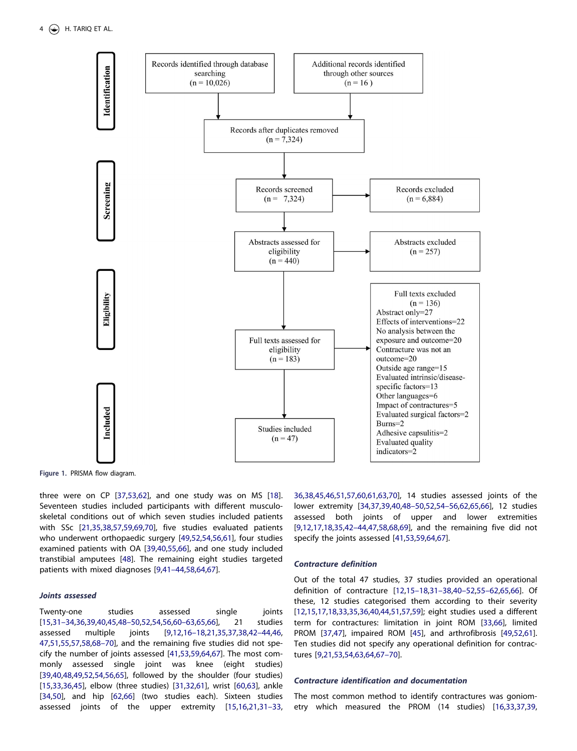Identification

Records identified through database searching (n = 10,026)

Additional records identified through other sources (n = 16 )

Records after duplicates removed (n = 7,324)

Screening

Records screened (n = 7,324)

Records excluded (n = 6,884)

Abstracts assessed for eligibility (n = 440)

Abstracts excluded (n = 257)

Eligibility

Full texts assessed for eligibility (n = 183)

Full texts excluded (n = 136)
Abstract only=27
Effects of interventions=22
No analysis between the exposure and outcome=20
Contracture was not an outcome=20
Outside age range=15
Evaluated intrinsic/disease-specific factors=13
Other languages=6
Impact of contractures=5
Evaluated surgical factors=2
Burns=2
Adhesive capsulitis=2
Evaluated quality indicators=2

Included

Studies included (n = 47)

**Figure 1.** PRISMA flow diagram.

three were on CP [37,53,62], and one study was on MS [18]. Seventeen studies included participants with different musculoskeletal conditions out of which seven studies included patients with SSc [21,35,38,57,59,69,70], five studies evaluated patients who underwent orthopaedic surgery [49,52,54,56,61], four studies examined patients with OA [39,40,55,66], and one study included transtibial amputees [48]. The remaining eight studies targeted patients with mixed diagnoses [9,41–44,58,64,67].

### *Joints assessed*

Twenty-one studies assessed single joints [15,31–34,36,39,40,45,48–50,52,54,56,60–63,65,66], 21 studies assessed multiple joints [9,12,16–18,21,35,37,38,42–44,46,47,51,55,57,58,68–70], and the remaining five studies did not specify the number of joints assessed [41,53,59,64,67]. The most commonly assessed single joint was knee (eight studies) [39,40,48,49,52,54,56,65], followed by the shoulder (four studies) [15,33,36,45], elbow (three studies) [31,32,61], wrist [60,63], ankle [34,50], and hip [62,66] (two studies each). Sixteen studies assessed joints of the upper extremity [15,16,21,31–33,36,38,45,46,51,57,60,61,63,70], 14 studies assessed joints of the lower extremity [34,37,39,40,48–50,52,54–56,62,65,66], 12 studies assessed both joints of upper and lower extremities [9,12,17,18,35,42–44,47,58,68,69], and the remaining five did not specify the joints assessed [41,53,59,64,67].

### *Contracture definition*

Out of the total 47 studies, 37 studies provided an operational definition of contracture [12,15–18,31–38,40–52,55–62,65,66]. Of these, 12 studies categorised them according to their severity [12,15,17,18,33,35,36,40,44,51,57,59]; eight studies used a different term for contractures: limitation in joint ROM [33,66], limited PROM [37,47], impaired ROM [45], and arthrofibrosis [49,52,61]. Ten studies did not specify any operational definition for contractures [9,21,53,54,63,64,67–70].

### *Contracture identification and documentation*

The most common method to identify contractures was goniometry which measured the PROM (14 studies) [16,33,37,39,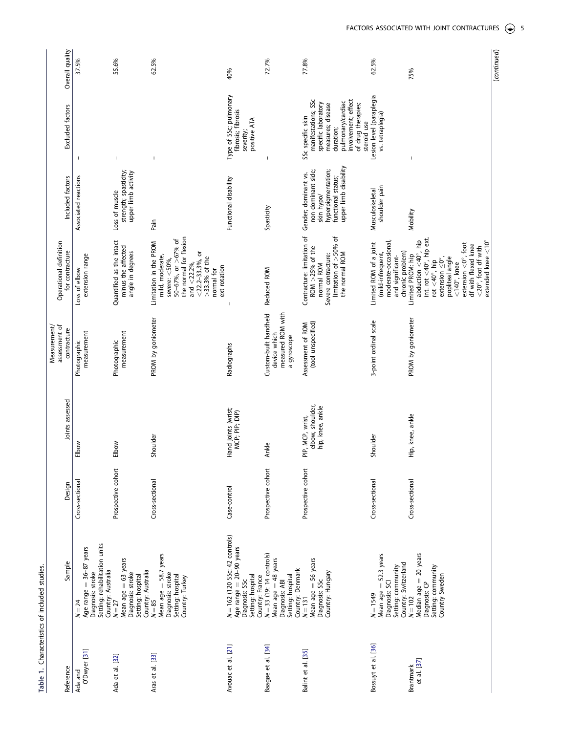**Table 1.** Characteristics of included studies.

| Reference | Sample | Design | Joints assessed | Measurement/ assessment of contracture | Operational definition for contracture | Included factors | Excluded factors | Overall quality |
|---|---|---|---|---|---|---|---|---|
| Ada and O'Dwyer [31] | $N = 24$<br>Age range = 36–87 years<br>Diagnosis: stroke<br>Setting: rehabilitation units<br>Country: Australia | Cross-sectional | Elbow | Photographic measurement | Loss of elbow extension range | Associated reactions | – | 37.5% |
| Ada et al. [32] | $N = 27$<br>Mean age = 63 years<br>Diagnosis: stroke<br>Setting: hospital<br>Country: Australia | Prospective cohort | Elbow | Photographic measurement | Quantified as the intact minus the affected angle in degrees | Loss of muscle strength; spasticity; upper limb activity | – | 55.6% |
| Aras et al. [33] | $N = 85$<br>Mean age = 58.7 years<br>Diagnosis: stroke<br>Setting: hospital<br>Country: Turkey | Cross-sectional | Shoulder | PROM by goniometer | Limitation in the PROM mild, moderate, severe: <50%, 50–67%, or >67% of the normal for flexion and <22.2%, <22.2–33.3%, or >33.3% of the normal for ext rotation | Pain | – | 62.5% |
| Avouac et al. [21] | $N = 162$ (120 SSc: 42 controls)<br>Age range = 20–90 years<br>Diagnosis: SSc<br>Setting: hospital<br>Country: France | Case-control | Hand joints (wrist; MCP; PIP; DIP) | Radiographs | – | Functional disability | Type of SSc; pulmonary fibrosis; fibrosis severity; positive ATA | 40% |
| Baagøe et al. [34] | $N = 33$ (19: 14 controls)<br>Mean age = 48 years<br>Diagnosis: ABI<br>Setting: hospital<br>Country: Denmark | Prospective cohort | Ankle | Custom-built handheld device which measured ROM with a gyroscope | Reduced ROM | Spasticity | – | 72.7% |
| Balint et al. [35] | $N = 131$<br>Mean age = 56 years<br>Diagnosis: SSc<br>Country: Hungary | Prospective cohort | PIP, MCP, wrist, elbow, shoulder, hip, knee, ankle | Assessment of ROM (tool unspecified) | Contracture: limitation of ROM >25% of the normal ROM<br>Severe contracture: limitation of >50% of the normal ROM | Gender; dominant vs. non-dominant side; skin hypo/ hyperpigmentation; functional status; upper limb disability | SSc specific skin manifestations; SSc specific laboratory measures; disease duration; pulmonary/cardiac involvement; effect of drug therapies; steroid use | 77.8% |
| Bossuyt et al. [36] | $N = 1549$<br>Mean age = 52.3 years<br>Diagnosis: SCI<br>Setting: community<br>Country: Switzerland | Cross-sectional | Shoulder | 3-point ordinal scale | Limited ROM of a joint (mild-infrequent, moderate-occasional, and significant-chronic problem) | Musculoskeletal shoulder pain | Lesion level (paraplegia vs. tetraplegia) | 62.5% |
| Brantmark et al. [37] | $N = 102$<br>Median age = 20 years<br>Diagnosis: CP<br>Setting: community<br>Country Sweden | Cross-sectional | Hip, knee, ankle | PROM by goniometer | Limited PROM: hip abduction <40°, hip int. rot <40°, hip ext. rot <40°, hip extension ≤0°, popliteal angle <140°, knee extension <0° foot df with flexed knee <20°, foot df with extended knee <10° | Mobility | – | 75% |

(continued)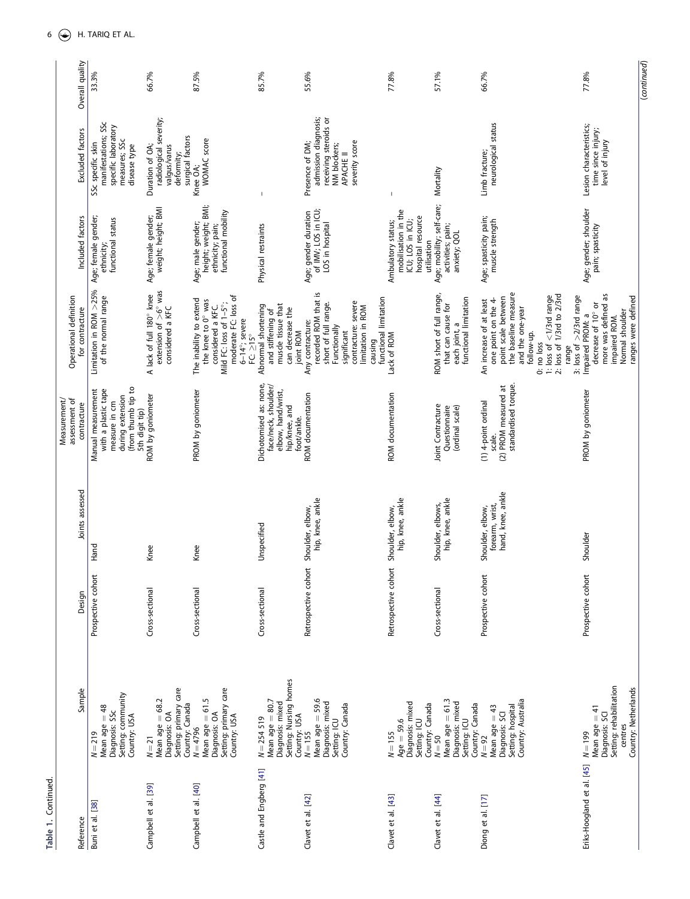**Table 1. Continued.**

| Reference | Sample | Design | Joints assessed | Measurement/assessment of contracture | Operational definition for contracture | Included factors | Excluded factors | Overall quality |
|---|---|---|---|---|---|---|---|---|
| Buni et al. [38] | $N = 219$<br>Mean age = 48<br>Diagnosis: SSc<br>Setting: community<br>Country: USA | Prospective cohort | Hand | Manual measurement with a plastic tape measure in cm during extension (from thumb tip to 5th digit tip) | Limitation in ROM >25% of the normal range | Age; female gender; ethnicity; functional status | SSc specific skin manifestations; SSc specific laboratory measures; SSc disease type | 33.3% |
| Campbell et al. [39] | $N = 21$<br>Mean age = 68.2<br>Diagnosis: OA<br>Setting: primary care<br>Country: Canada | Cross-sectional | Knee | ROM by goniometer | A lack of full 180° knee extension of >6° was considered a KFC | Age; female gender; weight; height; BMI | Duration of OA; radiological severity; valgus/varus deformity; surgical factors | 66.7% |
| Campbell et al. [40] | $N = 4796$<br>Mean age = 61.5<br>Diagnosis: OA<br>Setting: primary care<br>Country: USA | Cross-sectional | Knee | PROM by goniometer | The inability to extend the knee to 0° was considered a KFC.<br>Mild FC: loss of 1–5°; moderate FC: loss of 6–14°; severe FC: ≥15° | Age; male gender; height; weight; BMI; ethnicity; pain; functional mobility | Knee OA; WOMAC score | 87.5% |
| Castle and Engberg [41] | $N = 254\ 519$<br>Mean age = 80.7<br>Diagnosis: mixed<br>Setting: Nursing homes<br>Country: USA | Cross-sectional | Unspecified | Dichotomised as: none, face/neck, shoulder/elbow, hand/wrist, hip/knee, and foot/ankle. | Abnormal shortening and stiffening of muscle tissue that can decrease the joint ROM | Physical restraints | – | 85.7% |
| Clavet et al. [42] | $N = 155$<br>Mean age = 59.6<br>Diagnosis: mixed<br>Setting: ICU<br>Country: Canada | Retrospective cohort | Shoulder, elbow, hip, knee, ankle | ROM documentation | Any contracture: recorded ROM that is short of full range.<br>Functionally significant contracture: severe limitation in ROM causing functional limitation | Age; gender duration of IMV; LOS in ICU; LOS in hospital | Presence of DM; admission diagnosis; receiving steroids or NM blockers; APACHE II severity score | 55.6% |
| Clavet et al. [43] | $N = 155$<br>Age = 59.6<br>Diagnosis: mixed<br>Setting: ICU<br>Country: Canada | Retrospective cohort | Shoulder, elbow, hip, knee, ankle | ROM documentation | Lack of ROM | Ambulatory status; mobilisation in the ICU; LOS in ICU; hospital resource utilisation | – | 77.8% |
| Clavet et al. [44] | $N = 50$<br>Mean age = 61.3<br>Diagnosis: mixed<br>Setting: ICU<br>Country: Canada | Cross-sectional | Shoulder, elbows, hip, knee, ankle | Joint Contracture Questionnaire (ordinal scale) | ROM short of full range, that can cause for each joint, a functional limitation | Age; mobility; self-care; activities; pain; anxiety; QOL | Mortality | 57.1% |
| Diong et al. [17] | $N = 92$<br>Mean age = 43<br>Diagnosis: SCI<br>Setting: hospital<br>Country: Australia | Prospective cohort | Shoulder, elbow, forearm, wrist, hand, knee, ankle | (1) 4-point ordinal scale.<br>(2) PROM measured at standardised torque. | An increase of at least one point on the 4-point scale between the baseline measure and the one-year follow-up.<br>0: no loss<br>1: loss of <1/3rd range<br>2: loss of 1/3rd to 2/3rd range<br>3: loss of >2/3rd range | Age; spasticity pain; muscle strength | Limb fracture; neurological status | 66.7% |
| Eriks-Hoogland et al. [45] | $N = 199$<br>Mean age = 41<br>Diagnosis: SCI<br>Setting: rehabilitation centres<br>Country: Netherlands | Prospective cohort | Shoulder | PROM by goniometer | Impaired PROM: a decrease of 10° or more was defined as impaired ROM.<br>Normal shoulder ranges were defined | Age; gender; shoulder pain; spasticity | Lesion characteristics; time since injury; level of injury | 77.8% |

(continued)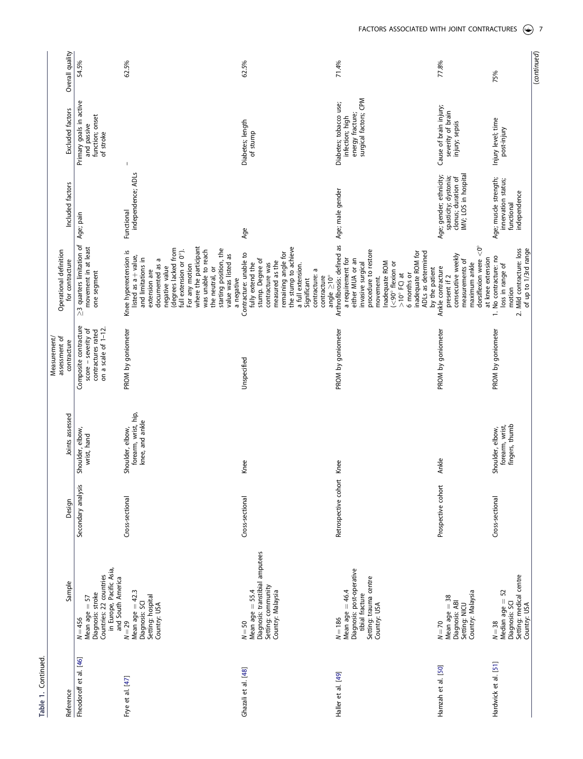Table 1. Continued.

| Reference | Sample | Design | Joints assessed | Measurement/ assessment of contracture | Operational definition for contracture | Included factors | Excluded factors | Overall quality |
|---|---|---|---|---|---|---|---|---|
| Fheodoroff et al. [46] | N = 456<br>Mean age = 57<br>Diagnosis: stroke<br>Countries: 22 countries in Europe, Pacific Asia, and South America | Secondary analysis | Shoulder, elbow, wrist, hand | Composite contracture score – severity of contractures rated on a scale of 1–12. | ≥3 quarters limitation of movement in at least one segment | Age; pain | Primary goals in active and passive function; onset of stroke | 54.5% |
| Frye et al. [47] | N = 29<br>Mean age = 42.3<br>Diagnosis: SCI<br>Setting: hospital<br>Country: USA | Cross-sectional | Shoulder, elbow, forearm, wrist, hip, knee, and ankle | PROM by goniometer | Knee hyperextension is listed as a + value, and limitations in extension are documented as a negative value (degrees lacked from full extension or 0°). For any motion where the participant was unable to reach the neutral, or starting position, the value was listed as a negative | Functional independence; ADLs | – | 62.5% |
| Ghazali et al. [48] | N = 50<br>Mean age = 55.4<br>Diagnosis: transtibial amputees<br>Setting: community<br>Country: Malaysia | Cross-sectional | Knee | Unspecified | Contracture: unable to fully extend the stump. Degree of contracture was measured as the remaining angle for the stump to achieve a full extension. Significant contracture: a contracture angle ≥10° | Age | Diabetes; length of stump | 62.5% |
| Haller et al. [49] | N = 186<br>Mean age = 46.4<br>Diagnosis: post-operative tibial fracture<br>Setting: trauma centre<br>Country: USA | Retrospective cohort | Knee | PROM by goniometer | Arthrofibrosis: defined as a requirement for either MUA or an invasive surgical procedure to restore movement. Inadequate ROM (<90° flexion or >10° FC) at 6 months or inadequate ROM for ADLs as determined by the patient | Age; male gender | Diabetes; tobacco use; infection; high energy fracture; surgical factors; CPM | 71.4% |
| Hamzah et al. [50] | N = 70<br>Mean age = 38<br>Diagnosis: ABI<br>Setting: NICU<br>Country: Malaysia | Prospective cohort | Ankle | PROM by goniometer | Ankle contracture present if 2 consecutive weekly measurements of maximum ankle dorsiflexion were <0° at knee extension | Age; gender; ethnicity; spasticity; dystonia; clonus; duration of IMV; LOS in hospital | Cause of brain injury; severity of brain injury; sepsis | 77.8% |
| Hardwick et al. [51] | N = 38<br>Median age = 52<br>Diagnosis: SCI<br>Setting: medical centre<br>Country: USA | Cross-sectional | Shoulder, elbow, forearm, wrist, fingers, thumb | PROM by goniometer | 1. No contracture: no loss in range of motion<br>2. Mild contracture: loss of up to 1/3rd range | Age; muscle strength; innervation status; functional independence | Injury level; time post-injury | 75% |

(continued)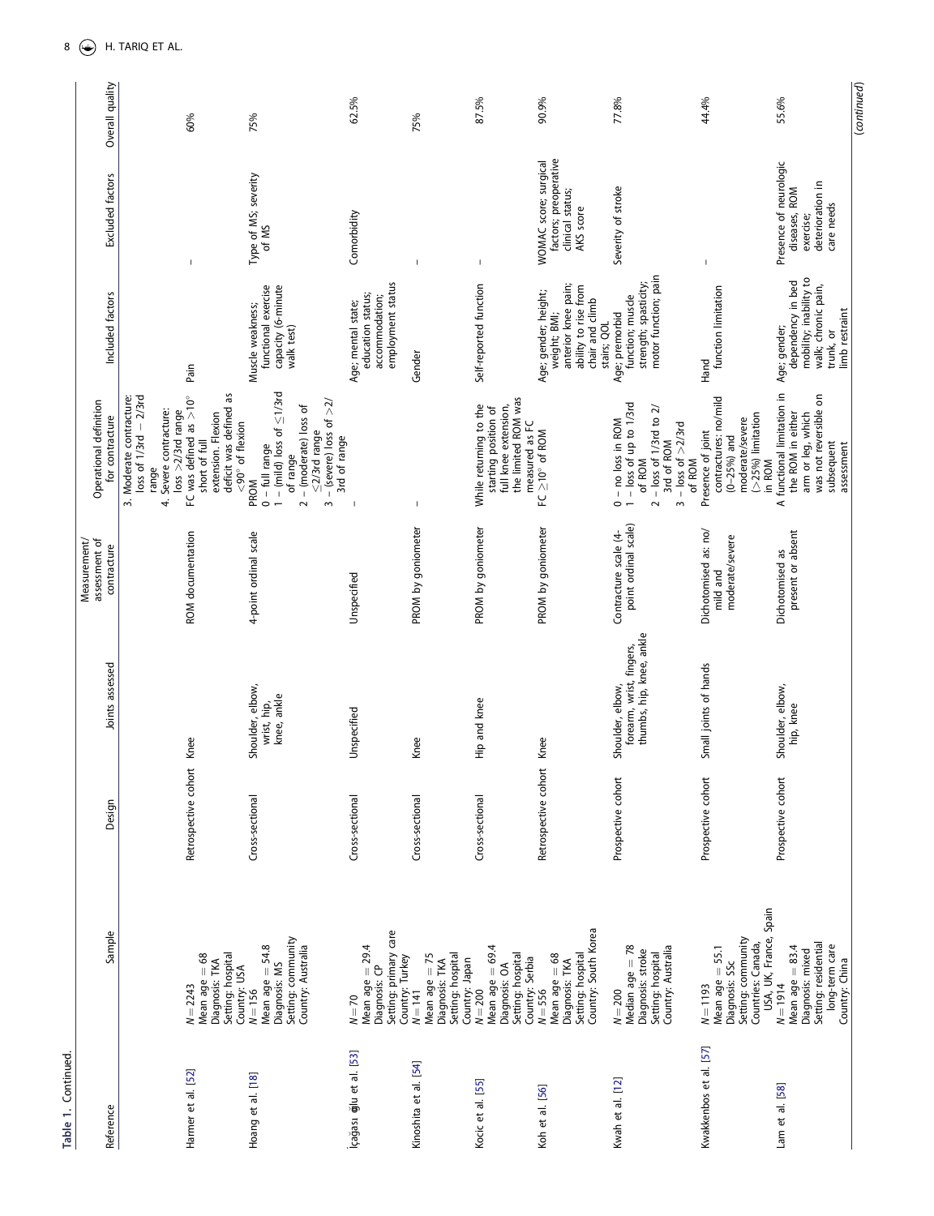Table 1. Continued.

| Reference | Sample | Design | Joints assessed | Measurement/ assessment of contracture | Operational definition for contracture | Included factors | Excluded factors | Overall quality |
|---|---|---|---|---|---|---|---|---|
| | | | | | 3. Moderate contracture: loss of 1/3rd – 2/3rd range<br>4. Severe contracture: loss >2/3rd range | | | |
| Harmer et al. [52] | N = 2243<br>Mean age = 68<br>Diagnosis: TKA<br>Setting: hospital<br>Country: USA | Retrospective cohort | Knee | ROM documentation | FC was defined as >10° short of full extension. Flexion deficit was defined as <90° of flexion | Pain | – | 60% |
| Hoang et al. [18] | N = 156<br>Mean age = 54.8<br>Diagnosis: MS<br>Setting: community<br>Country: Australia | Cross-sectional | Shoulder, elbow, wrist, hip, knee, ankle | 4-point ordinal scale | PROM<br>0 – full range<br>1 – (mild) loss of ≤1/3rd of range<br>2 – (moderate) loss of ≤2/3rd range<br>3 – (severe) loss of >2/3rd of range | Muscle weakness; functional exercise capacity (6-minute walk test) | Type of MS; severity of MS | 75% |
| İçağası oğlu et al. [53] | N = 70<br>Mean age = 29.4<br>Diagnosis: CP<br>Setting: primary care<br>Country: Turkey | Cross-sectional | Unspecified | Unspecified | – | Age; mental state; education status; accommodation; employment status | Comorbidity | 62.5% |
| Kinoshita et al. [54] | N = 141<br>Mean age = 75<br>Diagnosis: TKA<br>Setting: hospital<br>Country: Japan | Cross-sectional | Knee | PROM by goniometer | – | Gender | – | 75% |
| Kocic et al. [55] | N = 200<br>Mean age = 69.4<br>Diagnosis: OA<br>Setting: hospital<br>Country: Serbia | Cross-sectional | Hip and knee | PROM by goniometer | While returning to the starting position of full knee extension, the limited ROM was measured as FC | Self-reported function | – | 87.5% |
| Koh et al. [56] | N = 556<br>Mean age = 68<br>Diagnosis: TKA<br>Setting: hospital<br>Country: South Korea | Retrospective cohort | Knee | PROM by goniometer | FC ≥10° of ROM | Age; gender; height; weight; BMI; anterior knee pain; ability to rise from chair and climb stairs; QOL | WOMAC score; surgical factors; preoperative clinical status; AKS score | 90.9% |
| Kwah et al. [12] | N = 200<br>Median age = 78<br>Diagnosis: stroke<br>Setting: hospital<br>Country: Australia | Prospective cohort | Shoulder, elbow, forearm, wrist, fingers, thumbs, hip, knee, ankle | Contracture scale (4-point ordinal scale) | 0 – no loss in ROM<br>1 – loss of up to 1/3rd of ROM<br>2 – loss of 1/3rd to 2/3rd of ROM<br>3 – loss of >2/3rd of ROM | Age; premorbid function; muscle strength; spasticity; motor function; pain | Severity of stroke | 77.8% |
| Kwakkenbos et al. [57] | N = 1193<br>Mean age = 55.1<br>Diagnosis: SSc<br>Setting: community<br>Countries: Canada, USA, UK, France, Spain | Prospective cohort | Small joints of hands | Dichotomised as: no/mild and moderate/severe | Presence of joint contractures: no/mild (0–25%) and moderate/severe (>25%) limitation in ROM | Hand function limitation | – | 44.4% |
| Lam et al. [58] | N = 1914<br>Mean age = 83.4<br>Diagnosis: mixed<br>Setting: residential long-term care<br>Country: China | Prospective cohort | Shoulder, elbow, hip, knee | Dichotomised as present or absent | A functional limitation in the ROM in either arm or leg, which was not reversible on subsequent assessment | Age; gender; dependency in bed mobility; inability to walk; chronic pain, trunk, or limb restraint | Presence of neurologic diseases, ROM exercise, deterioration in care needs | 55.6% |

(continued)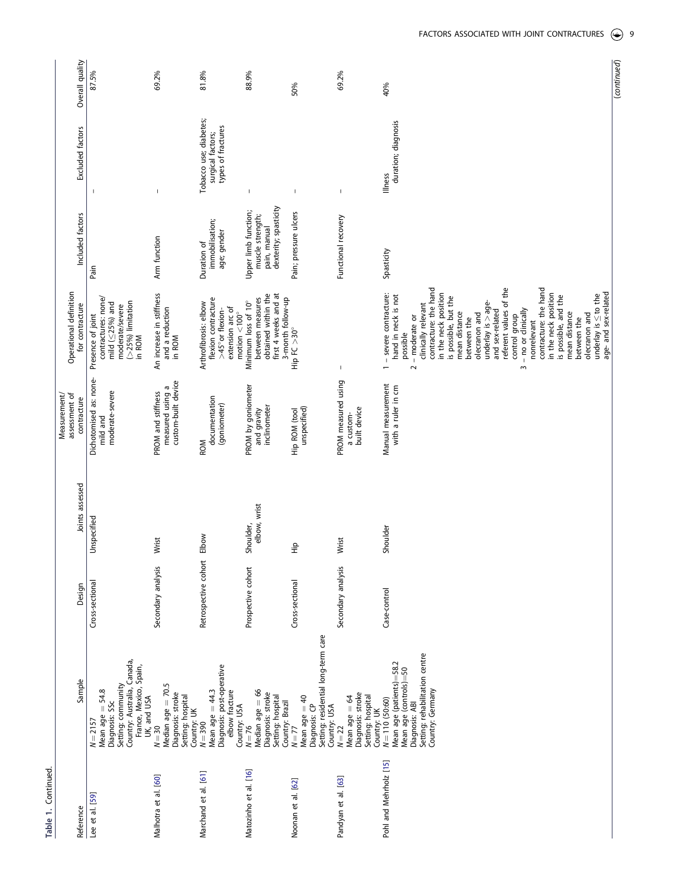**Table 1. Continued.**

| Reference | Sample | Design | Joints assessed | Measurement/ assessment of contracture | Operational definition for contracture | Included factors | Excluded factors | Overall quality |
|---|---|---|---|---|---|---|---|---|
| Lee et al. [59] | N = 2157<br>Mean age = 54.8<br>Diagnosis: SSc<br>Setting: community<br>Country: Australia, Canada, France, Mexico, Spain, UK, and USA | Cross-sectional | Unspecified | Dichotomised as: none-mild and moderate-severe | Presence of joint contractures: none/ mild (≤25%) and moderate/severe (>25%) limitation in ROM | Pain | – | 87.5% |
| Malhotra et al. [60] | N = 30<br>Median age = 70.5<br>Diagnosis: stroke<br>Setting: hospital<br>Country: UK | Secondary analysis | Wrist | PROM and stiffness measured using a custom-built device | An increase in stiffness and a reduction in ROM | Arm function | – | 69.2% |
| Marchand et al. [61] | N = 390<br>Mean age = 44.3<br>Diagnosis: post-operative elbow fracture<br>Country: USA | Retrospective cohort | Elbow | ROM documentation (goniometer) | Arthrofibrosis: elbow flexion contracture >45° or flexion-extension arc of motion <100° | Duration of immobilisation; age; gender | Tobacco use; diabetes; surgical factors; types of fractures | 81.8% |
| Matozinho et al. [16] | N = 76<br>Median age = 66<br>Diagnosis: stroke<br>Setting: hospital<br>Country: Brazil | Prospective cohort | Shoulder, elbow, wrist | PROM by goniometer and gravity inclinometer | Minimum loss of 10° between measures obtained within the first 4 weeks and at 3-month follow-up | Upper limb function; muscle strength; pain, manual dexterity; spasticity | – | 88.9% |
| Noonan et al. [62] | N = 77<br>Mean age = 40<br>Diagnosis: CP<br>Setting: residential long-term care<br>Country: USA | Cross-sectional | Hip | Hip ROM (tool unspecified) | Hip FC >30° | Pain; pressure ulcers | – | 50% |
| Pandyan et al. [63] | N = 22<br>Mean age = 64<br>Diagnosis: stroke<br>Setting: hospital<br>Country: UK | Secondary analysis | Wrist | PROM measured using a custom-built device | – | Functional recovery | – | 69.2% |
| Pohl and Mehrholz [15] | N = 110 (50:60)<br>Mean age (patients) = 58.2<br>Mean age (controls) = 50<br>Diagnosis: ABI<br>Setting: rehabilitation centre<br>Country: Germany | Case-control | Shoulder | Manual measurement with a ruler in cm | 1 – severe contracture: hand in neck is not possible<br>2 – moderate or clinically relevant contracture: the hand in the neck position is possible, but the mean distance between the olecranon and underlay is >age- and sex-related referent values of the control group<br>3 – no or clinically nonrelevant contracture: the hand in the neck position is possible, and the mean distance between the olecranon and underlay is ≤ to the age- and sex-related | Spasticity | Illness duration; diagnosis | 40% |

(continued)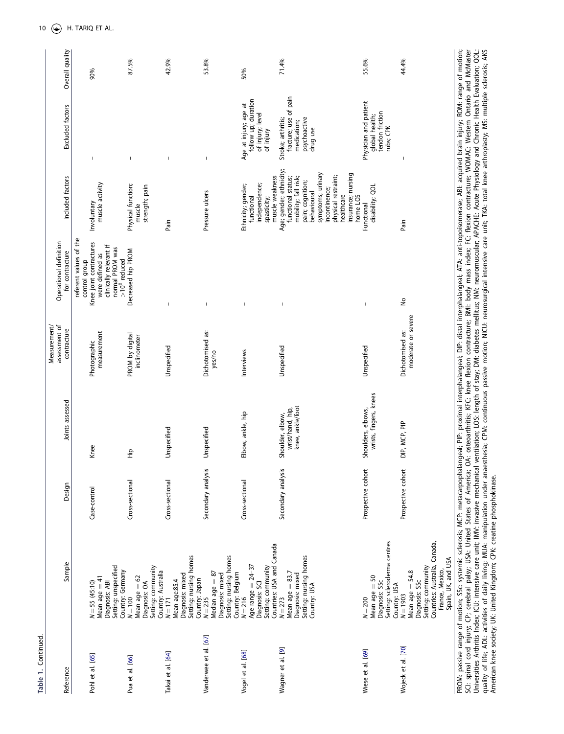**Table 1. Continued.**

| Reference | Sample | Design | Joints assessed | Measurement/ assessment of contracture | Operational definition for contracture | Included factors | Excluded factors | Overall quality |
|---|---|---|---|---|---|---|---|---|
| | | | | | referent values of the control group | | | |
| Pohl et al. [65] | $N = 55$ (45:10) Mean age = 41 Diagnosis: ABI Setting: unspecified Country: Germany | Case-control | Knee | Photographic measurement | Knee joint contractures were defined as clinically relevant if normal PROM was $>10^0$ reduced | Involuntary muscle activity | – | 90% |
| Pua et al. [66] | $N = 100$ Mean age = 62 Diagnosis: OA Setting: community Country: Australia | Cross-sectional | Hip | PROM by digital inclinometer | Decreased hip PROM | Physical function; muscle strength; pain | – | 87.5% |
| Takai et al. [64] | $N = 171$ Mean age:85.4 Diagnosis: mixed Setting: nursing homes Country: Japan | Cross-sectional | Unspecified | Unspecified | – | Pain | – | 42.9% |
| Vanderwee et al. [67] | $N = 235$ Median age = 87 Diagnosis: mixed Setting: nursing homes Country: Belgium | Secondary analysis | Unspecified | Dichotomised as: yes/no | – | Pressure ulcers | – | 53.8% |
| Vogel et al. [68] | $N = 216$ Age range = 24–37 Diagnosis: SCI Setting: community Countries: USA and Canada | Cross-sectional | Elbow, ankle, hip | Interviews | – | Ethnicity; gender; functional independence; spasticity; muscle weakness | Age at injury; age at follow up; duration of injury; level of injury | 50% |
| Wagner et al. [9] | $N = 273$ Mean age = 83.7 Diagnosis: mixed Setting: nursing homes Country: USA | Secondary analysis | Shoulder, elbow, wrist/hand, hip, knee, ankle/foot | Unspecified | – | Age; gender; ethnicity; functional status; mobility; fall risk; pain; cognition; behavioural symptoms; urinary incontinence; physical restraint; healthcare insurance; nursing home LOS | Stroke; arthritis; fracture; use of pain medication; psychoactive drug use | 71.4% |
| Wiese et al. [69] | $N = 200$ Mean age = 50 Diagnosis: SSc Setting: scleroderma centres Country: USA | Prospective cohort | Shoulders, elbows, wrists, fingers, knees | Unspecified | – | Functional disability; QOL | Physician and patient global health; tendon friction rubs; CPK | 55.6% |
| Wojeck et al. [70] | $N = 1903$ Mean age = 54.8 Diagnosis: SSc Setting: community Countries: Australia, Canada, France, Mexico, Spain, UK, and USA | Prospective cohort | DIP, MCP, PIP | Dichotomised as: moderate or severe | No | Pain | – | 44.4% |

PROM: passive range of motion; SSc: systemic sclerosis; MCP: metacarpophalangeal; PIP: proximal interphalangeal; DIP: distal interphalangeal; ATA: anti-topoisomerase; ABI: acquired brain injury; ROM: range of motion; SCI: spinal cord injury; CP; cerebral palsy; USA: United States of America; OA: osteoarthritis; KFC: knee flexion contracture; BMI: body mass index; FC: flexion contracture; WOMAC: Western Ontario and McMaster Universities Arthritis Index; ICU: intensive care unit; IMV: invasive mechanical ventilation; LOS: length of stay; DM: diabetes mellitus; NM: neuromuscular; APACHE: Acute Physiology and Chronic Health Evaluation; QOL: quality of life; ADL: activities of daily living; MUA: manipulation under anaesthesia; CPM: continuous passive motion; NICU: neurosurgical intensive care unit; TKA: total knee arthroplasty; MS: multiple sclerosis; AKS American knee society; UK: United Kingdom; CPK: creatine phosphokinase.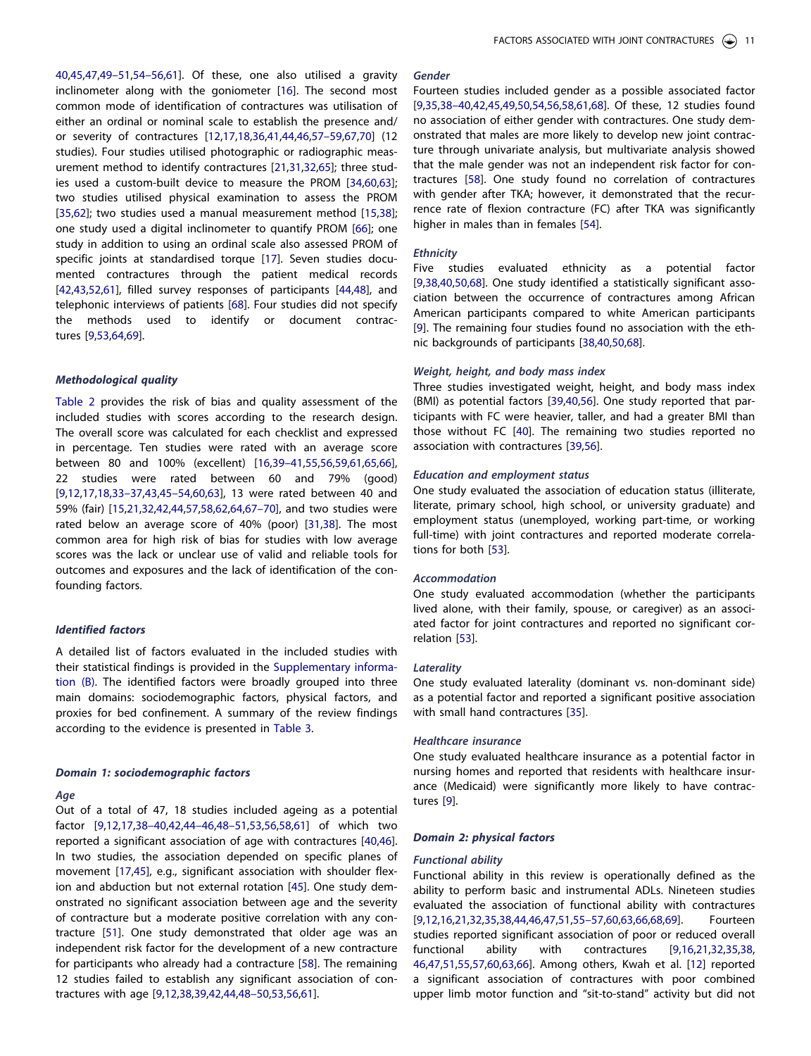40,45,47,49–51,54–56,61]. Of these, one also utilised a gravity inclinometer along with the goniometer [16]. The second most common mode of identification of contractures was utilisation of either an ordinal or nominal scale to establish the presence and/or severity of contractures [12,17,18,36,41,44,46,57–59,67,70] (12 studies). Four studies utilised photographic or radiographic measurement method to identify contractures [21,31,32,65]; three studies used a custom-built device to measure the PROM [34,60,63]; two studies utilised physical examination to assess the PROM [35,62]; two studies used a manual measurement method [15,38]; one study used a digital inclinometer to quantify PROM [66]; one study in addition to using an ordinal scale also assessed PROM of specific joints at standardised torque [17]. Seven studies documented contractures through the patient medical records [42,43,52,61], filled survey responses of participants [44,48], and telephonic interviews of patients [68]. Four studies did not specify the methods used to identify or document contractures [9,53,64,69].

### Methodological quality

Table 2 provides the risk of bias and quality assessment of the included studies with scores according to the research design. The overall score was calculated for each checklist and expressed in percentage. Ten studies were rated with an average score between 80 and 100% (excellent) [16,39–41,55,56,59,61,65,66], 22 studies were rated between 60 and 79% (good) [9,12,17,18,33–37,43,45–54,60,63], 13 were rated between 40 and 59% (fair) [15,21,32,42,44,57,58,62,64,67–70], and two studies were rated below an average score of 40% (poor) [31,38]. The most common area for high risk of bias for studies with low average scores was the lack or unclear use of valid and reliable tools for outcomes and exposures and the lack of identification of the confounding factors.

### Identified factors

A detailed list of factors evaluated in the included studies with their statistical findings is provided in the Supplementary information (B). The identified factors were broadly grouped into three main domains: sociodemographic factors, physical factors, and proxies for bed confinement. A summary of the review findings according to the evidence is presented in Table 3.

### Domain 1: sociodemographic factors

#### Age

Out of a total of 47, 18 studies included ageing as a potential factor [9,12,17,38–40,42,44–46,48–51,53,56,58,61] of which two reported a significant association of age with contractures [40,46]. In two studies, the association depended on specific planes of movement [17,45], e.g., significant association with shoulder flexion and abduction but not external rotation [45]. One study demonstrated no significant association between age and the severity of contracture but a moderate positive correlation with any contracture [51]. One study demonstrated that older age was an independent risk factor for the development of a new contracture for participants who already had a contracture [58]. The remaining 12 studies failed to establish any significant association of contractures with age [9,12,38,39,42,44,48–50,53,56,61].

#### Gender

Fourteen studies included gender as a possible associated factor [9,35,38–40,42,45,49,50,54,56,58,61,68]. Of these, 12 studies found no association of either gender with contractures. One study demonstrated that males are more likely to develop new joint contracture through univariate analysis, but multivariate analysis showed that the male gender was not an independent risk factor for contractures [58]. One study found no correlation of contractures with gender after TKA; however, it demonstrated that the recurrence rate of flexion contracture (FC) after TKA was significantly higher in males than in females [54].

#### Ethnicity

Five studies evaluated ethnicity as a potential factor [9,38,40,50,68]. One study identified a statistically significant association between the occurrence of contractures among African American participants compared to white American participants [9]. The remaining four studies found no association with the ethnic backgrounds of participants [38,40,50,68].

#### Weight, height, and body mass index

Three studies investigated weight, height, and body mass index (BMI) as potential factors [39,40,56]. One study reported that participants with FC were heavier, taller, and had a greater BMI than those without FC [40]. The remaining two studies reported no association with contractures [39,56].

#### Education and employment status

One study evaluated the association of education status (illiterate, literate, primary school, high school, or university graduate) and employment status (unemployed, working part-time, or working full-time) with joint contractures and reported moderate correlations for both [53].

#### Accommodation

One study evaluated accommodation (whether the participants lived alone, with their family, spouse, or caregiver) as an associated factor for joint contractures and reported no significant correlation [53].

#### Laterality

One study evaluated laterality (dominant vs. non-dominant side) as a potential factor and reported a significant positive association with small hand contractures [35].

#### Healthcare insurance

One study evaluated healthcare insurance as a potential factor in nursing homes and reported that residents with healthcare insurance (Medicaid) were significantly more likely to have contractures [9].

### Domain 2: physical factors

#### Functional ability

Functional ability in this review is operationally defined as the ability to perform basic and instrumental ADLs. Nineteen studies evaluated the association of functional ability with contractures [9,12,16,21,32,35,38,44,46,47,51,55–57,60,63,66,68,69]. Fourteen studies reported significant association of poor or reduced overall functional ability with contractures [9,16,21,32,35,38,46,47,51,55,57,60,63,66]. Among others, Kwah et al. [12] reported a significant association of contractures with poor combined upper limb motor function and "sit-to-stand" activity but did not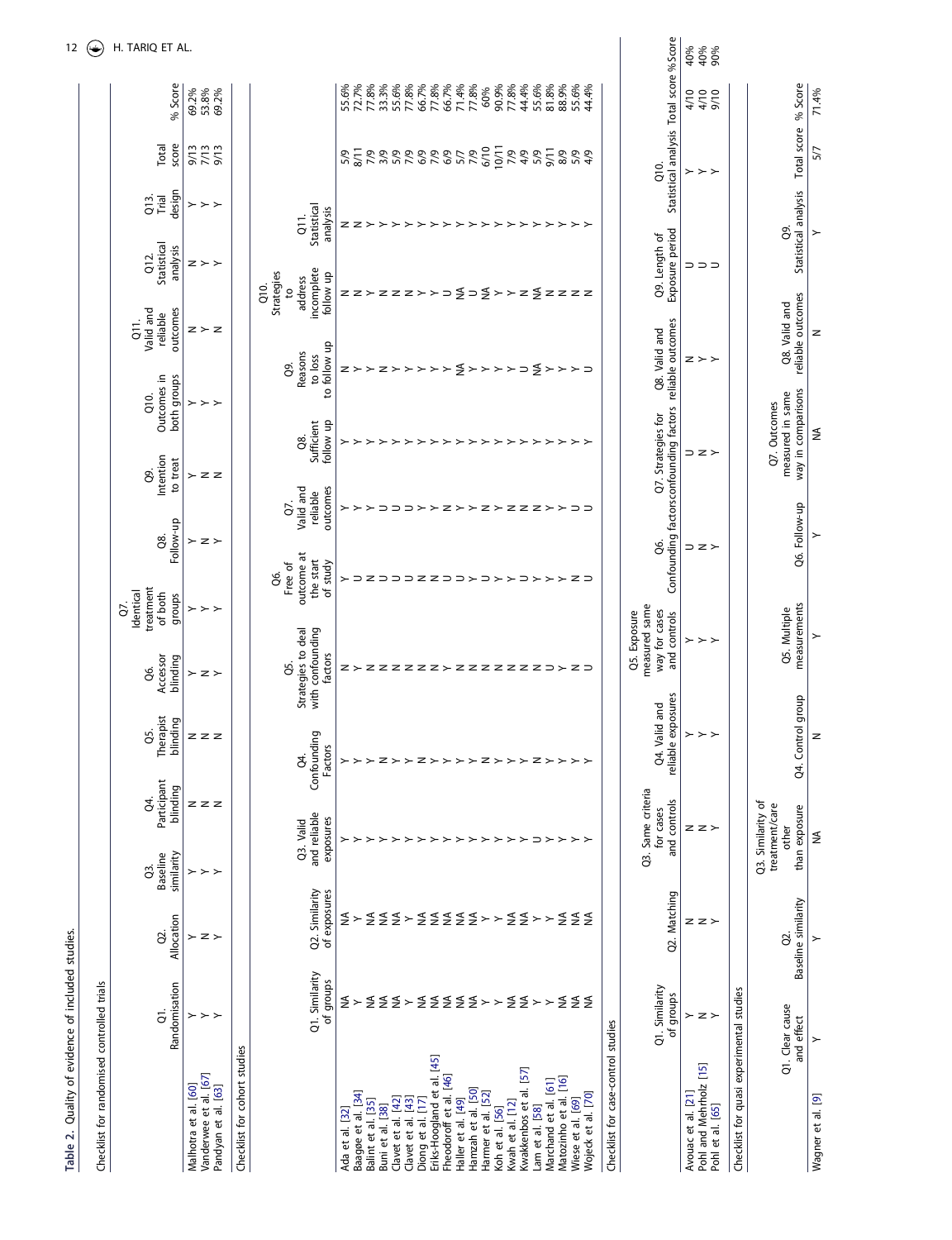**Table 2.** Quality of evidence of included studies.

Checklist for randomised controlled trials

| | Q1. Randomisation | Q2. Allocation | Q3. Baseline similarity | Q4. Participant blinding | Q5. Therapist blinding | Q6. Accessor blinding | Q7. Identical treatment of both groups | Q8. Follow-up | Q9. Intention to treat | Q10. Outcomes in both groups | Q11. Valid and reliable outcomes | Q12. Statistical analysis | Q13. Trial design | Total score | % Score |
|---|---|---|---|---|---|---|---|---|---|---|---|---|---|---|---|
| Malhotra et al. [60] | Y | Y | Y | N | N | Y | Y | Y | Y | Y | N | N | Y | 9/13 | 69.2% |
| Vanderwee et al. [67] | Y | N | Y | N | N | N | Y | N | N | Y | Y | Y | Y | 7/13 | 53.8% |
| Pandyan et al. [63] | Y | Y | Y | N | N | Y | Y | Y | N | Y | N | Y | Y | 9/13 | 69.2% |

Checklist for cohort studies

| | Q1. Similarity of groups | Q2. Similarity of exposures | Q3. Valid and reliable exposures | Q4. Confounding Factors | Q5. Strategies to deal with confounding factors | Q6. Free of outcome at the start of study | Q7. Valid and reliable outcomes | Q8. Sufficient follow up | Q9. Reasons to loss to follow up | Q10. Strategies to address incomplete follow up | Q11. Statistical analysis | Total score | % Score |
|---|---|---|---|---|---|---|---|---|---|---|---|---|---|
| Ada et al. [32] | NA | NA | Y | Y | N | Y | Y | Y | N | N | N | 5/9 | 55.6% |
| Baagøe et al. [34] | Y | Y | Y | Y | Y | U | Y | Y | Y | N | N | 8/11 | 72.7% |
| Balint et al. [35] | NA | NA | Y | Y | N | N | Y | Y | Y | Y | Y | 7/9 | 77.8% |
| Buni et al. [38] | NA | NA | Y | N | N | U | U | Y | N | N | Y | 3/9 | 33.3% |
| Clavet et al. [42] | NA | NA | Y | Y | N | U | U | Y | Y | N | Y | 5/9 | 55.6% |
| Clavet et al. [43] | Y | Y | Y | Y | N | U | U | Y | Y | N | Y | 7/9 | 77.8% |
| Diong et al. [17] | NA | NA | Y | N | N | N | Y | Y | Y | Y | Y | 6/9 | 66.7% |
| Eriks-Hoogland et al. [45] | NA | NA | Y | Y | N | N | Y | Y | Y | Y | Y | 7/9 | 77.8% |
| Fheodoroff et al. [46] | NA | NA | Y | Y | Y | U | N | Y | Y | U | Y | 6/9 | 66.7% |
| Haller et al. [49] | NA | NA | Y | Y | N | U | Y | Y | NA | NA | Y | 5/7 | 71.4% |
| Hamzah et al. [50] | NA | NA | Y | Y | N | Y | Y | Y | Y | U | Y | 7/9 | 77.8% |
| Harmer et al. [52] | Y | Y | Y | N | N | U | N | Y | Y | NA | Y | 6/10 | 60% |
| Koh et al. [56] | Y | Y | Y | Y | N | Y | Y | Y | Y | Y | Y | 10/11 | 90.9% |
| Kwah et al. [12] | NA | NA | Y | Y | N | Y | N | Y | Y | Y | Y | 7/9 | 77.8% |
| Kwakkenbos et al. [57] | NA | NA | Y | Y | N | U | N | Y | U | N | Y | 4/9 | 44.4% |
| Lam et al. [58] | Y | Y | U | N | N | Y | N | Y | NA | NA | Y | 5/9 | 55.6% |
| Marchand et al. [61] | Y | Y | Y | Y | U | Y | Y | Y | Y | N | Y | 9/11 | 81.8% |
| Matozinho et al. [16] | NA | NA | Y | Y | Y | Y | Y | Y | Y | N | Y | 8/9 | 88.9% |
| Wiese et al. [69] | NA | NA | Y | Y | N | N | U | Y | Y | N | Y | 5/9 | 55.6% |
| Wojeck et al. [70] | NA | NA | Y | Y | U | U | U | Y | U | N | Y | 4/9 | 44.4% |

Checklist for case-control studies

| | Q1. Similarity of groups | Q2. Matching | Q3. Same criteria for cases and controls | Q4. Valid and reliable exposures | Q5. Exposure measured same way for cases and controls | Q6. Confounding factors | Q7. Strategies for confounding factors | Q8. Valid and reliable outcomes | Q9. Length of Exposure period | Q10. Statistical analysis | Total score | %Score |
|---|---|---|---|---|---|---|---|---|---|---|---|---|
| Avouac et al. [21] | Y | N | N | Y | Y | U | U | N | U | Y | 4/10 | 40% |
| Pohl and Mehrholz [15] | N | N | N | Y | Y | N | N | Y | U | Y | 4/10 | 40% |
| Pohl et al. [65] | Y | Y | Y | Y | Y | Y | Y | Y | U | Y | 9/10 | 90% |

Checklist for quasi experimental studies

| | Q1. Clear cause and effect | Q2. Baseline similarity | Q3. Similarity of treatment/care other than exposure | Q4. Control group | Q5. Multiple measurements | Q6. Follow-up | Q7. Outcomes measured in same way in comparisons | Q8. Valid and reliable outcomes | Q9. Statistical analysis | Total score | % Score |
|---|---|---|---|---|---|---|---|---|---|---|---|
| Wagner et al. [9] | Y | Y | NA | N | Y | Y | NA | N | Y | 5/7 | 71.4% |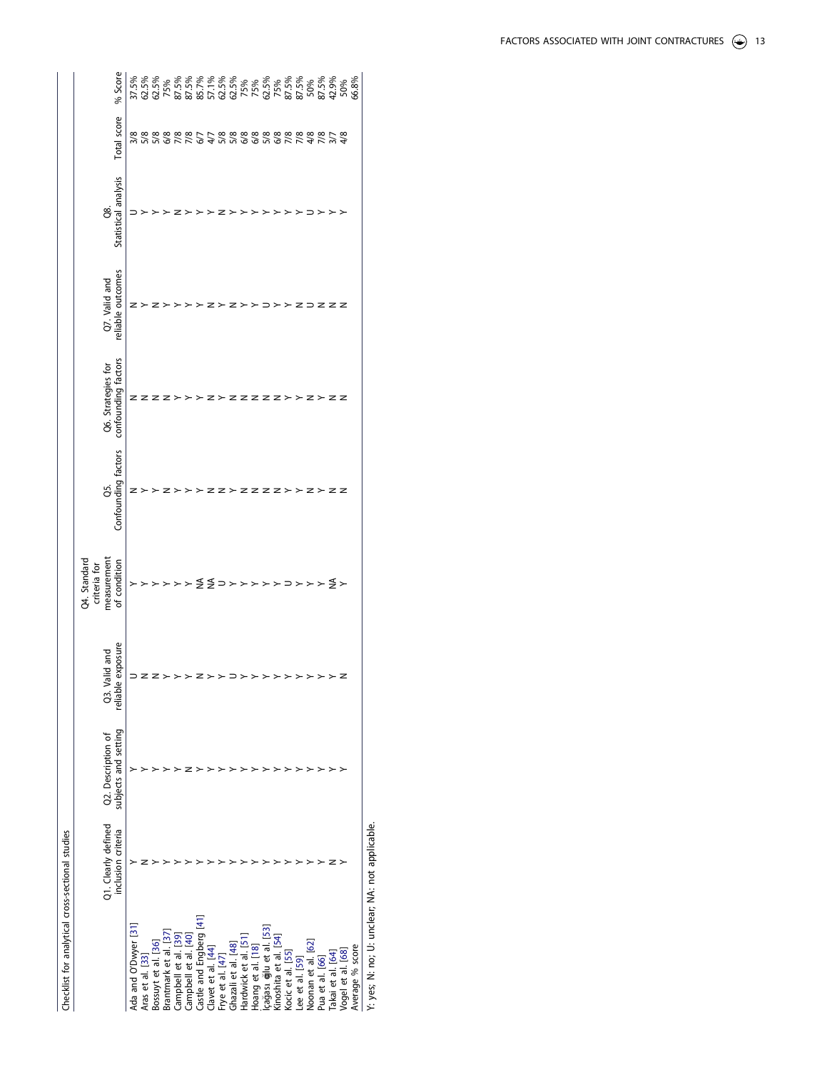Checklist for analytical cross-sectional studies

| | Q1. Clearly defined inclusion criteria | Q2. Description of subjects and setting | Q3. Valid and reliable exposure | Q4. Standard criteria for measurement of condition | Q5. Confounding factors | Q6. Strategies for confounding factors | Q7. Valid and reliable outcomes | Q8. Statistical analysis | Total score | % Score |
|---|---|---|---|---|---|---|---|---|---|---|
| Ada and O'Dwyer [31] | Y | Y | U | Y | N | N | N | U | 3/8 | 37.5% |
| Aras et al. [33] | N | Y | N | Y | Y | N | Y | Y | 5/8 | 62.5% |
| Bossuyt et al. [36] | Y | Y | N | Y | Y | N | N | Y | 5/8 | 62.5% |
| Brantmark et al. [37] | Y | Y | Y | Y | N | N | Y | Y | 6/8 | 75% |
| Campbell et al. [39] | Y | Y | Y | Y | Y | Y | Y | N | 7/8 | 87.5% |
| Campbell et al. [40] | Y | N | Y | Y | Y | Y | Y | Y | 7/8 | 87.5% |
| Castle and Engberg [41] | Y | Y | N | NA | Y | Y | Y | Y | 6/7 | 85.7% |
| Clavet et al. [44] | Y | Y | Y | NA | N | N | N | Y | 4/7 | 57.1% |
| Frye et al. [47] | Y | Y | Y | U | N | Y | Y | N | 5/8 | 62.5% |
| Ghazali et al. [48] | Y | Y | U | Y | Y | Y | N | Y | 5/8 | 62.5% |
| Hardwick et al. [51] | Y | Y | Y | Y | N | N | Y | Y | 6/8 | 75% |
| Hoang et al. [18] | Y | Y | Y | Y | N | N | Y | Y | 6/8 | 75% |
| İçağası oğlu et al. [53] | Y | Y | Y | Y | N | N | U | Y | 5/8 | 62.5% |
| Kinoshita et al. [54] | Y | Y | Y | Y | N | N | Y | Y | 6/8 | 75% |
| Kocic et al. [55] | Y | Y | Y | U | Y | Y | Y | Y | 7/8 | 87.5% |
| Lee et al. [59] | Y | Y | Y | Y | Y | Y | N | Y | 7/8 | 87.5% |
| Noonan et al. [62] | Y | Y | Y | Y | N | N | U | U | 4/8 | 50% |
| Pua et al. [66] | Y | Y | Y | Y | Y | Y | N | Y | 7/8 | 87.5% |
| Takai et al. [64] | N | Y | Y | NA | N | N | N | Y | 3/7 | 42.9% |
| Vogel et al. [68] | Y | Y | N | Y | N | N | N | Y | 4/8 | 50% |
| Average % score | | | | | | | | | | 66.8% |

Y: yes; N: no; U: unclear; NA: not applicable.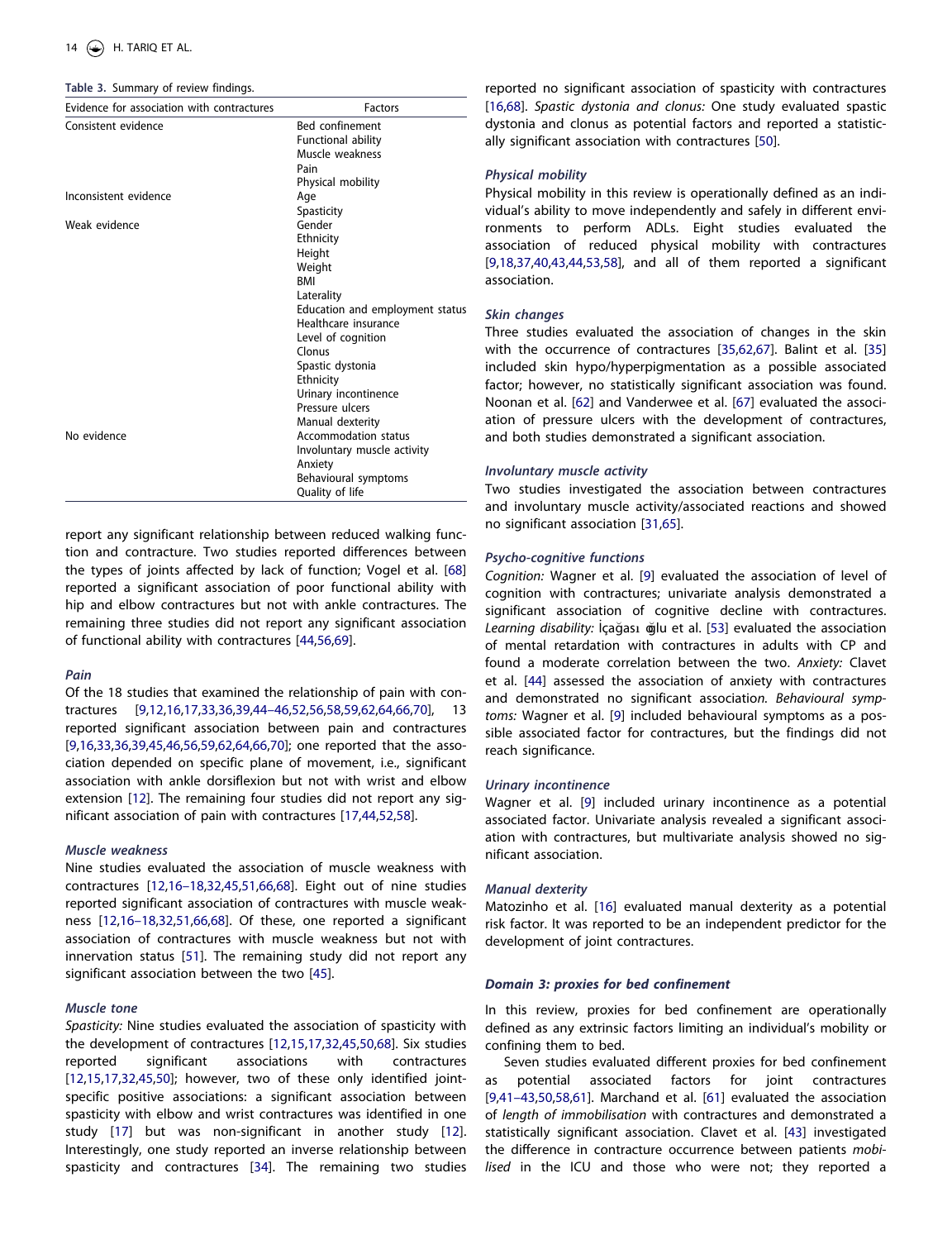**Table 3.** Summary of review findings.

| Evidence for association with contractures | Factors |
|---|---|
| Consistent evidence | Bed confinement |
| | Functional ability |
| | Muscle weakness |
| | Pain |
| | Physical mobility |
| Inconsistent evidence | Age |
| | Spasticity |
| Weak evidence | Gender |
| | Ethnicity |
| | Height |
| | Weight |
| | BMI |
| | Laterality |
| | Education and employment status |
| | Healthcare insurance |
| | Level of cognition |
| | Clonus |
| | Spastic dystonia |
| | Ethnicity |
| | Urinary incontinence |
| | Pressure ulcers |
| | Manual dexterity |
| No evidence | Accommodation status |
| | Involuntary muscle activity |
| | Anxiety |
| | Behavioural symptoms |
| | Quality of life |

report any significant relationship between reduced walking function and contracture. Two studies reported differences between the types of joints affected by lack of function; Vogel et al. [68] reported a significant association of poor functional ability with hip and elbow contractures but not with ankle contractures. The remaining three studies did not report any significant association of functional ability with contractures [44,56,69].

### Pain

Of the 18 studies that examined the relationship of pain with contractures [9,12,16,17,33,36,39,44–46,52,56,58,59,62,64,66,70], 13 reported significant association between pain and contractures [9,16,33,36,39,45,46,56,59,62,64,66,70]; one reported that the association depended on specific plane of movement, i.e., significant association with ankle dorsiflexion but not with wrist and elbow extension [12]. The remaining four studies did not report any significant association of pain with contractures [17,44,52,58].

### Muscle weakness

Nine studies evaluated the association of muscle weakness with contractures [12,16–18,32,45,51,66,68]. Eight out of nine studies reported significant association of contractures with muscle weakness [12,16–18,32,51,66,68]. Of these, one reported a significant association of contractures with muscle weakness but not with innervation status [51]. The remaining study did not report any significant association between the two [45].

### Muscle tone

*Spasticity:* Nine studies evaluated the association of spasticity with the development of contractures [12,15,17,32,45,50,68]. Six studies reported significant associations with contractures [12,15,17,32,45,50]; however, two of these only identified joint-specific positive associations: a significant association between spasticity with elbow and wrist contractures was identified in one study [17] but was non-significant in another study [12]. Interestingly, one study reported an inverse relationship between spasticity and contractures [34]. The remaining two studies reported no significant association of spasticity with contractures [16,68]. *Spastic dystonia and clonus:* One study evaluated spastic dystonia and clonus as potential factors and reported a statistically significant association with contractures [50].

### Physical mobility

Physical mobility in this review is operationally defined as an individual's ability to move independently and safely in different environments to perform ADLs. Eight studies evaluated the association of reduced physical mobility with contractures [9,18,37,40,43,44,53,58], and all of them reported a significant association.

### Skin changes

Three studies evaluated the association of changes in the skin with the occurrence of contractures [35,62,67]. Balint et al. [35] included skin hypo/hyperpigmentation as a possible associated factor; however, no statistically significant association was found. Noonan et al. [62] and Vanderwee et al. [67] evaluated the association of pressure ulcers with the development of contractures, and both studies demonstrated a significant association.

### Involuntary muscle activity

Two studies investigated the association between contractures and involuntary muscle activity/associated reactions and showed no significant association [31,65].

### Psycho-cognitive functions

*Cognition:* Wagner et al. [9] evaluated the association of level of cognition with contractures; univariate analysis demonstrated a significant association of cognitive decline with contractures. *Learning disability:* İçağası oğlu et al. [53] evaluated the association of mental retardation with contractures in adults with CP and found a moderate correlation between the two. *Anxiety:* Clavet et al. [44] assessed the association of anxiety with contractures and demonstrated no significant association. *Behavioural symptoms:* Wagner et al. [9] included behavioural symptoms as a possible associated factor for contractures, but the findings did not reach significance.

### Urinary incontinence

Wagner et al. [9] included urinary incontinence as a potential associated factor. Univariate analysis revealed a significant association with contractures, but multivariate analysis showed no significant association.

### Manual dexterity

Matozinho et al. [16] evaluated manual dexterity as a potential risk factor. It was reported to be an independent predictor for the development of joint contractures.

## Domain 3: proxies for bed confinement

In this review, proxies for bed confinement are operationally defined as any extrinsic factors limiting an individual's mobility or confining them to bed.

Seven studies evaluated different proxies for bed confinement as potential associated factors for joint contractures [9,41–43,50,58,61]. Marchand et al. [61] evaluated the association of *length of immobilisation* with contractures and demonstrated a statistically significant association. Clavet et al. [43] investigated the difference in contracture occurrence between patients *mobilised* in the ICU and those who were not; they reported a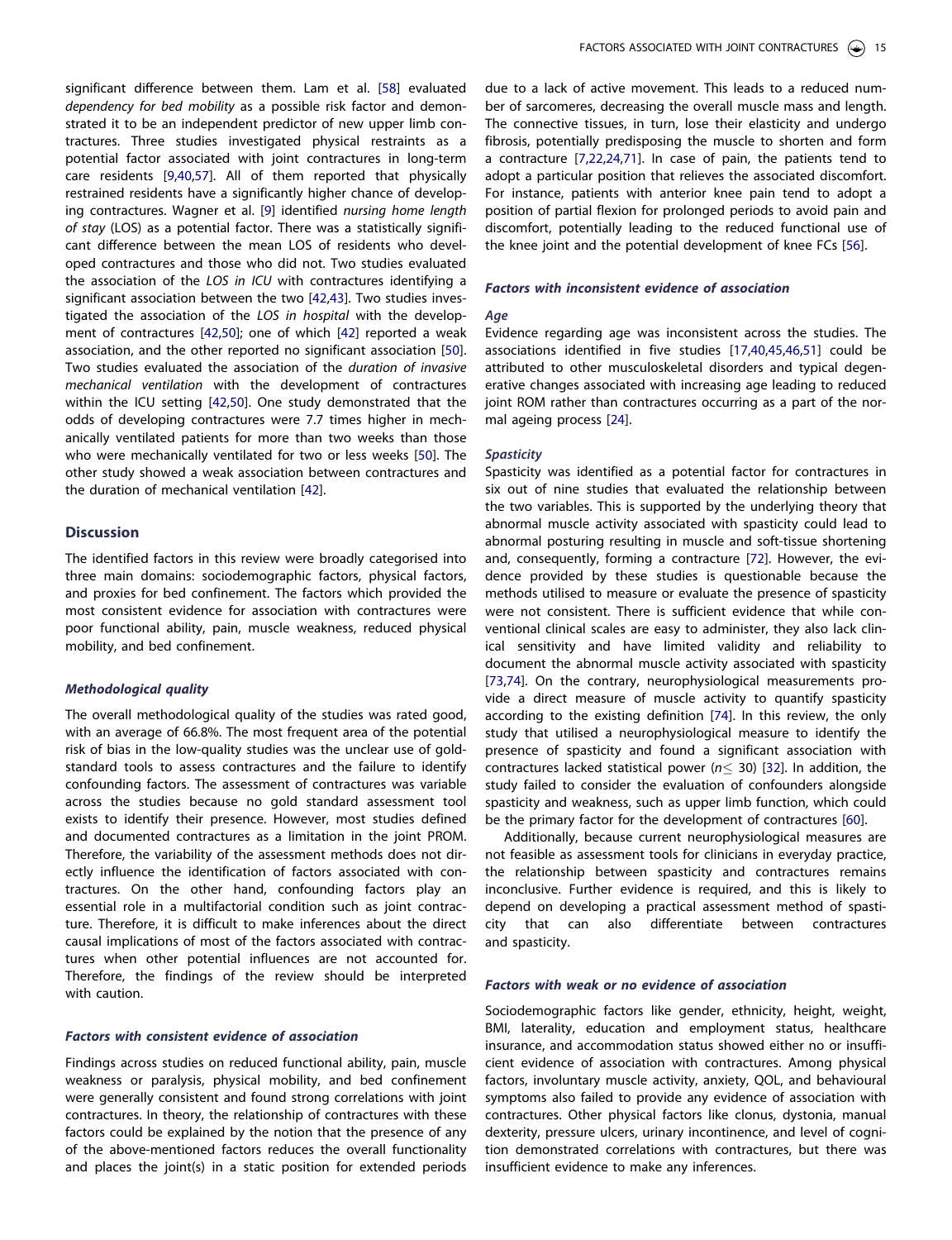significant difference between them. Lam et al. [58] evaluated *dependency for bed mobility* as a possible risk factor and demonstrated it to be an independent predictor of new upper limb contractures. Three studies investigated physical restraints as a potential factor associated with joint contractures in long-term care residents [9,40,57]. All of them reported that physically restrained residents have a significantly higher chance of developing contractures. Wagner et al. [9] identified *nursing home length of stay* (LOS) as a potential factor. There was a statistically significant difference between the mean LOS of residents who developed contractures and those who did not. Two studies evaluated the association of the *LOS in ICU* with contractures identifying a significant association between the two [42,43]. Two studies investigated the association of the *LOS in hospital* with the development of contractures [42,50]; one of which [42] reported a weak association, and the other reported no significant association [50]. Two studies evaluated the association of the *duration of invasive mechanical ventilation* with the development of contractures within the ICU setting [42,50]. One study demonstrated that the odds of developing contractures were 7.7 times higher in mechanically ventilated patients for more than two weeks than those who were mechanically ventilated for two or less weeks [50]. The other study showed a weak association between contractures and the duration of mechanical ventilation [42].

## Discussion

The identified factors in this review were broadly categorised into three main domains: sociodemographic factors, physical factors, and proxies for bed confinement. The factors which provided the most consistent evidence for association with contractures were poor functional ability, pain, muscle weakness, reduced physical mobility, and bed confinement.

### *Methodological quality*

The overall methodological quality of the studies was rated good, with an average of 66.8%. The most frequent area of the potential risk of bias in the low-quality studies was the unclear use of gold-standard tools to assess contractures and the failure to identify confounding factors. The assessment of contractures was variable across the studies because no gold standard assessment tool exists to identify their presence. However, most studies defined and documented contractures as a limitation in the joint PROM. Therefore, the variability of the assessment methods does not directly influence the identification of factors associated with contractures. On the other hand, confounding factors play an essential role in a multifactorial condition such as joint contracture. Therefore, it is difficult to make inferences about the direct causal implications of most of the factors associated with contractures when other potential influences are not accounted for. Therefore, the findings of the review should be interpreted with caution.

### *Factors with consistent evidence of association*

Findings across studies on reduced functional ability, pain, muscle weakness or paralysis, physical mobility, and bed confinement were generally consistent and found strong correlations with joint contractures. In theory, the relationship of contractures with these factors could be explained by the notion that the presence of any of the above-mentioned factors reduces the overall functionality and places the joint(s) in a static position for extended periods due to a lack of active movement. This leads to a reduced number of sarcomeres, decreasing the overall muscle mass and length. The connective tissues, in turn, lose their elasticity and undergo fibrosis, potentially predisposing the muscle to shorten and form a contracture [7,22,24,71]. In case of pain, the patients tend to adopt a particular position that relieves the associated discomfort. For instance, patients with anterior knee pain tend to adopt a position of partial flexion for prolonged periods to avoid pain and discomfort, potentially leading to the reduced functional use of the knee joint and the potential development of knee FCs [56].

### *Factors with inconsistent evidence of association*

#### *Age*

Evidence regarding age was inconsistent across the studies. The associations identified in five studies [17,40,45,46,51] could be attributed to other musculoskeletal disorders and typical degenerative changes associated with increasing age leading to reduced joint ROM rather than contractures occurring as a part of the normal ageing process [24].

#### *Spasticity*

Spasticity was identified as a potential factor for contractures in six out of nine studies that evaluated the relationship between the two variables. This is supported by the underlying theory that abnormal muscle activity associated with spasticity could lead to abnormal posturing resulting in muscle and soft-tissue shortening and, consequently, forming a contracture [72]. However, the evidence provided by these studies is questionable because the methods utilised to measure or evaluate the presence of spasticity were not consistent. There is sufficient evidence that while conventional clinical scales are easy to administer, they also lack clinical sensitivity and have limited validity and reliability to document the abnormal muscle activity associated with spasticity [73,74]. On the contrary, neurophysiological measurements provide a direct measure of muscle activity to quantify spasticity according to the existing definition [74]. In this review, the only study that utilised a neurophysiological measure to identify the presence of spasticity and found a significant association with contractures lacked statistical power ($n \leq 30$) [32]. In addition, the study failed to consider the evaluation of confounders alongside spasticity and weakness, such as upper limb function, which could be the primary factor for the development of contractures [60].

Additionally, because current neurophysiological measures are not feasible as assessment tools for clinicians in everyday practice, the relationship between spasticity and contractures remains inconclusive. Further evidence is required, and this is likely to depend on developing a practical assessment method of spasticity that can also differentiate between contractures and spasticity.

### *Factors with weak or no evidence of association*

Sociodemographic factors like gender, ethnicity, height, weight, BMI, laterality, education and employment status, healthcare insurance, and accommodation status showed either no or insufficient evidence of association with contractures. Among physical factors, involuntary muscle activity, anxiety, QOL, and behavioural symptoms also failed to provide any evidence of association with contractures. Other physical factors like clonus, dystonia, manual dexterity, pressure ulcers, urinary incontinence, and level of cognition demonstrated correlations with contractures, but there was insufficient evidence to make any inferences.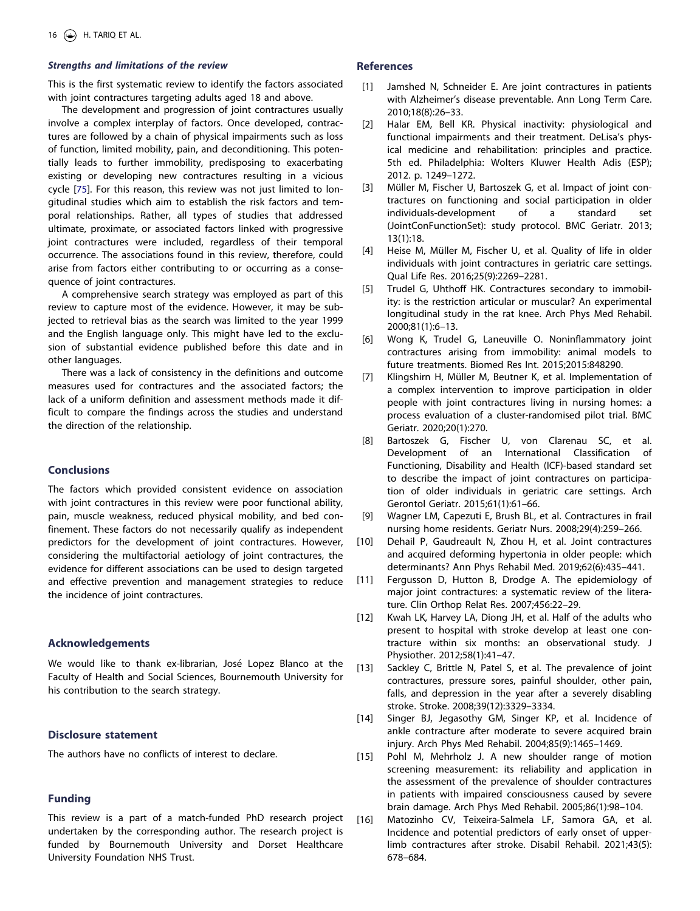### *Strengths and limitations of the review*

This is the first systematic review to identify the factors associated with joint contractures targeting adults aged 18 and above.

The development and progression of joint contractures usually involve a complex interplay of factors. Once developed, contractures are followed by a chain of physical impairments such as loss of function, limited mobility, pain, and deconditioning. This potentially leads to further immobility, predisposing to exacerbating existing or developing new contractures resulting in a vicious cycle [75]. For this reason, this review was not just limited to longitudinal studies which aim to establish the risk factors and temporal relationships. Rather, all types of studies that addressed ultimate, proximate, or associated factors linked with progressive joint contractures were included, regardless of their temporal occurrence. The associations found in this review, therefore, could arise from factors either contributing to or occurring as a consequence of joint contractures.

A comprehensive search strategy was employed as part of this review to capture most of the evidence. However, it may be subjected to retrieval bias as the search was limited to the year 1999 and the English language only. This might have led to the exclusion of substantial evidence published before this date and in other languages.

There was a lack of consistency in the definitions and outcome measures used for contractures and the associated factors; the lack of a uniform definition and assessment methods made it difficult to compare the findings across the studies and understand the direction of the relationship.

## Conclusions

The factors which provided consistent evidence on association with joint contractures in this review were poor functional ability, pain, muscle weakness, reduced physical mobility, and bed confinement. These factors do not necessarily qualify as independent predictors for the development of joint contractures. However, considering the multifactorial aetiology of joint contractures, the evidence for different associations can be used to design targeted and effective prevention and management strategies to reduce the incidence of joint contractures.

## Acknowledgements

We would like to thank ex-librarian, José Lopez Blanco at the Faculty of Health and Social Sciences, Bournemouth University for his contribution to the search strategy.

## Disclosure statement

The authors have no conflicts of interest to declare.

## Funding

This review is a part of a match-funded PhD research project undertaken by the corresponding author. The research project is funded by Bournemouth University and Dorset Healthcare University Foundation NHS Trust.

## References

[1] Jamshed N, Schneider E. Are joint contractures in patients with Alzheimer's disease preventable. Ann Long Term Care. 2010;18(8):26–33.

[2] Halar EM, Bell KR. Physical inactivity: physiological and functional impairments and their treatment. DeLisa's physical medicine and rehabilitation: principles and practice. 5th ed. Philadelphia: Wolters Kluwer Health Adis (ESP); 2012. p. 1249–1272.

[3] Müller M, Fischer U, Bartoszek G, et al. Impact of joint contractures on functioning and social participation in older individuals-development of a standard set (JointConFunctionSet): study protocol. BMC Geriatr. 2013; 13(1):18.

[4] Heise M, Müller M, Fischer U, et al. Quality of life in older individuals with joint contractures in geriatric care settings. Qual Life Res. 2016;25(9):2269–2281.

[5] Trudel G, Uhthoff HK. Contractures secondary to immobility: is the restriction articular or muscular? An experimental longitudinal study in the rat knee. Arch Phys Med Rehabil. 2000;81(1):6–13.

[6] Wong K, Trudel G, Laneuville O. Noninflammatory joint contractures arising from immobility: animal models to future treatments. Biomed Res Int. 2015;2015:848290.

[7] Klingshirn H, Müller M, Beutner K, et al. Implementation of a complex intervention to improve participation in older people with joint contractures living in nursing homes: a process evaluation of a cluster-randomised pilot trial. BMC Geriatr. 2020;20(1):270.

[8] Bartoszek G, Fischer U, von Clarenau SC, et al. Development of an International Classification of Functioning, Disability and Health (ICF)-based standard set to describe the impact of joint contractures on participation of older individuals in geriatric care settings. Arch Gerontol Geriatr. 2015;61(1):61–66.

[9] Wagner LM, Capezuti E, Brush BL, et al. Contractures in frail nursing home residents. Geriatr Nurs. 2008;29(4):259–266.

[10] Dehail P, Gaudreault N, Zhou H, et al. Joint contractures and acquired deforming hypertonia in older people: which determinants? Ann Phys Rehabil Med. 2019;62(6):435–441.

[11] Fergusson D, Hutton B, Drodge A. The epidemiology of major joint contractures: a systematic review of the literature. Clin Orthop Relat Res. 2007;456:22–29.

[12] Kwah LK, Harvey LA, Diong JH, et al. Half of the adults who present to hospital with stroke develop at least one contracture within six months: an observational study. J Physiother. 2012;58(1):41–47.

[13] Sackley C, Brittle N, Patel S, et al. The prevalence of joint contractures, pressure sores, painful shoulder, other pain, falls, and depression in the year after a severely disabling stroke. Stroke. 2008;39(12):3329–3334.

[14] Singer BJ, Jegasothy GM, Singer KP, et al. Incidence of ankle contracture after moderate to severe acquired brain injury. Arch Phys Med Rehabil. 2004;85(9):1465–1469.

[15] Pohl M, Mehrholz J. A new shoulder range of motion screening measurement: its reliability and application in the assessment of the prevalence of shoulder contractures in patients with impaired consciousness caused by severe brain damage. Arch Phys Med Rehabil. 2005;86(1):98–104.

[16] Matozinho CV, Teixeira-Salmela LF, Samora GA, et al. Incidence and potential predictors of early onset of upper-limb contractures after stroke. Disabil Rehabil. 2021;43(5): 678–684.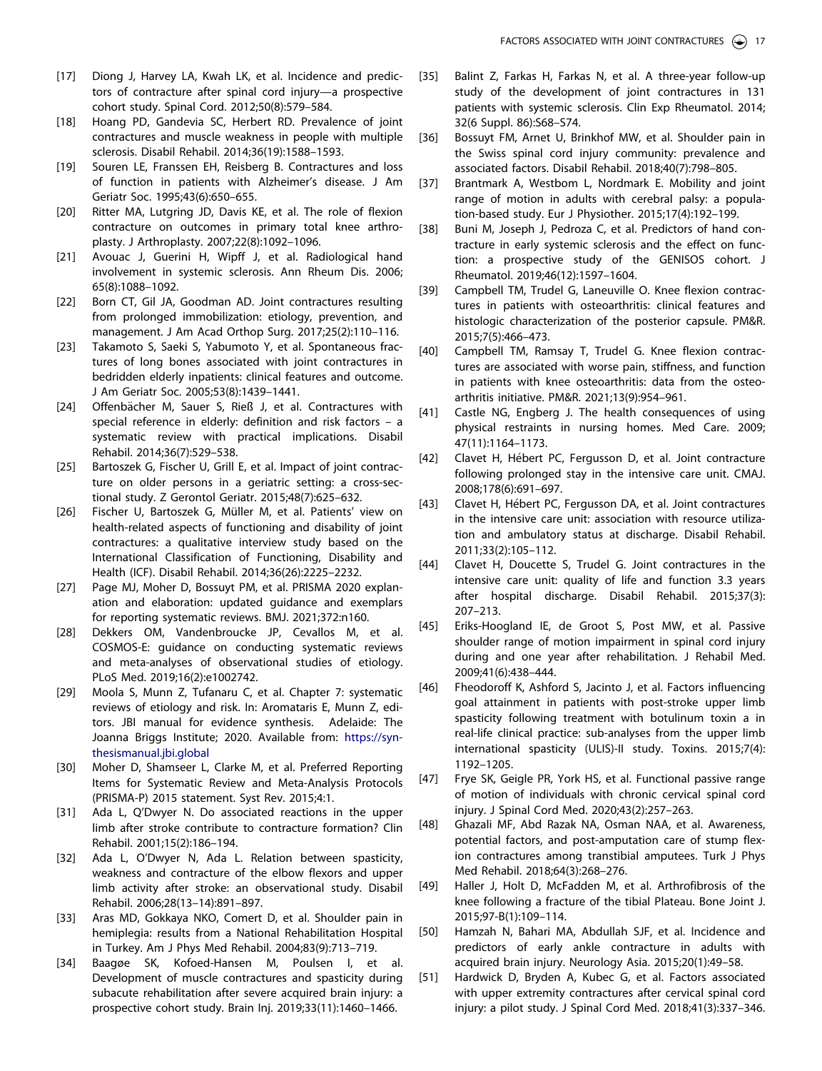[17] Diong J, Harvey LA, Kwah LK, et al. Incidence and predictors of contracture after spinal cord injury—a prospective cohort study. Spinal Cord. 2012;50(8):579–584.

[18] Hoang PD, Gandevia SC, Herbert RD. Prevalence of joint contractures and muscle weakness in people with multiple sclerosis. Disabil Rehabil. 2014;36(19):1588–1593.

[19] Souren LE, Franssen EH, Reisberg B. Contractures and loss of function in patients with Alzheimer's disease. J Am Geriatr Soc. 1995;43(6):650–655.

[20] Ritter MA, Lutgring JD, Davis KE, et al. The role of flexion contracture on outcomes in primary total knee arthroplasty. J Arthroplasty. 2007;22(8):1092–1096.

[21] Avouac J, Guerini H, Wipff J, et al. Radiological hand involvement in systemic sclerosis. Ann Rheum Dis. 2006;65(8):1088–1092.

[22] Born CT, Gil JA, Goodman AD. Joint contractures resulting from prolonged immobilization: etiology, prevention, and management. J Am Acad Orthop Surg. 2017;25(2):110–116.

[23] Takamoto S, Saeki S, Yabumoto Y, et al. Spontaneous fractures of long bones associated with joint contractures in bedridden elderly inpatients: clinical features and outcome. J Am Geriatr Soc. 2005;53(8):1439–1441.

[24] Offenbächer M, Sauer S, Rieß J, et al. Contractures with special reference in elderly: definition and risk factors – a systematic review with practical implications. Disabil Rehabil. 2014;36(7):529–538.

[25] Bartoszek G, Fischer U, Grill E, et al. Impact of joint contracture on older persons in a geriatric setting: a cross-sectional study. Z Gerontol Geriatr. 2015;48(7):625–632.

[26] Fischer U, Bartoszek G, Müller M, et al. Patients' view on health-related aspects of functioning and disability of joint contractures: a qualitative interview study based on the International Classification of Functioning, Disability and Health (ICF). Disabil Rehabil. 2014;36(26):2225–2232.

[27] Page MJ, Moher D, Bossuyt PM, et al. PRISMA 2020 explanation and elaboration: updated guidance and exemplars for reporting systematic reviews. BMJ. 2021;372:n160.

[28] Dekkers OM, Vandenbroucke JP, Cevallos M, et al. COSMOS-E: guidance on conducting systematic reviews and meta-analyses of observational studies of etiology. PLoS Med. 2019;16(2):e1002742.

[29] Moola S, Munn Z, Tufanaru C, et al. Chapter 7: systematic reviews of etiology and risk. In: Aromataris E, Munn Z, editors. JBI manual for evidence synthesis. Adelaide: The Joanna Briggs Institute; 2020. Available from: https://synthesismanual.jbi.global

[30] Moher D, Shamseer L, Clarke M, et al. Preferred Reporting Items for Systematic Review and Meta-Analysis Protocols (PRISMA-P) 2015 statement. Syst Rev. 2015;4:1.

[31] Ada L, Q'Dwyer N. Do associated reactions in the upper limb after stroke contribute to contracture formation? Clin Rehabil. 2001;15(2):186–194.

[32] Ada L, O'Dwyer N, Ada L. Relation between spasticity, weakness and contracture of the elbow flexors and upper limb activity after stroke: an observational study. Disabil Rehabil. 2006;28(13–14):891–897.

[33] Aras MD, Gokkaya NKO, Comert D, et al. Shoulder pain in hemiplegia: results from a National Rehabilitation Hospital in Turkey. Am J Phys Med Rehabil. 2004;83(9):713–719.

[34] Baagøe SK, Kofoed-Hansen M, Poulsen I, et al. Development of muscle contractures and spasticity during subacute rehabilitation after severe acquired brain injury: a prospective cohort study. Brain Inj. 2019;33(11):1460–1466.

[35] Balint Z, Farkas H, Farkas N, et al. A three-year follow-up study of the development of joint contractures in 131 patients with systemic sclerosis. Clin Exp Rheumatol. 2014;32(6 Suppl. 86):S68–S74.

[36] Bossuyt FM, Arnet U, Brinkhof MW, et al. Shoulder pain in the Swiss spinal cord injury community: prevalence and associated factors. Disabil Rehabil. 2018;40(7):798–805.

[37] Brantmark A, Westbom L, Nordmark E. Mobility and joint range of motion in adults with cerebral palsy: a population-based study. Eur J Physiother. 2015;17(4):192–199.

[38] Buni M, Joseph J, Pedroza C, et al. Predictors of hand contracture in early systemic sclerosis and the effect on function: a prospective study of the GENISOS cohort. J Rheumatol. 2019;46(12):1597–1604.

[39] Campbell TM, Trudel G, Laneuville O. Knee flexion contractures in patients with osteoarthritis: clinical features and histologic characterization of the posterior capsule. PM&R. 2015;7(5):466–473.

[40] Campbell TM, Ramsay T, Trudel G. Knee flexion contractures are associated with worse pain, stiffness, and function in patients with knee osteoarthritis: data from the osteoarthritis initiative. PM&R. 2021;13(9):954–961.

[41] Castle NG, Engberg J. The health consequences of using physical restraints in nursing homes. Med Care. 2009;47(11):1164–1173.

[42] Clavet H, Hébert PC, Fergusson D, et al. Joint contracture following prolonged stay in the intensive care unit. CMAJ. 2008;178(6):691–697.

[43] Clavet H, Hébert PC, Fergusson DA, et al. Joint contractures in the intensive care unit: association with resource utilization and ambulatory status at discharge. Disabil Rehabil. 2011;33(2):105–112.

[44] Clavet H, Doucette S, Trudel G. Joint contractures in the intensive care unit: quality of life and function 3.3 years after hospital discharge. Disabil Rehabil. 2015;37(3):207–213.

[45] Eriks-Hoogland IE, de Groot S, Post MW, et al. Passive shoulder range of motion impairment in spinal cord injury during and one year after rehabilitation. J Rehabil Med. 2009;41(6):438–444.

[46] Fheodoroff K, Ashford S, Jacinto J, et al. Factors influencing goal attainment in patients with post-stroke upper limb spasticity following treatment with botulinum toxin a in real-life clinical practice: sub-analyses from the upper limb international spasticity (ULIS)-II study. Toxins. 2015;7(4):1192–1205.

[47] Frye SK, Geigle PR, York HS, et al. Functional passive range of motion of individuals with chronic cervical spinal cord injury. J Spinal Cord Med. 2020;43(2):257–263.

[48] Ghazali MF, Abd Razak NA, Osman NAA, et al. Awareness, potential factors, and post-amputation care of stump flexion contractures among transtibial amputees. Turk J Phys Med Rehabil. 2018;64(3):268–276.

[49] Haller J, Holt D, McFadden M, et al. Arthrofibrosis of the knee following a fracture of the tibial Plateau. Bone Joint J. 2015;97-B(1):109–114.

[50] Hamzah N, Bahari MA, Abdullah SJF, et al. Incidence and predictors of early ankle contracture in adults with acquired brain injury. Neurology Asia. 2015;20(1):49–58.

[51] Hardwick D, Bryden A, Kubec G, et al. Factors associated with upper extremity contractures after cervical spinal cord injury: a pilot study. J Spinal Cord Med. 2018;41(3):337–346.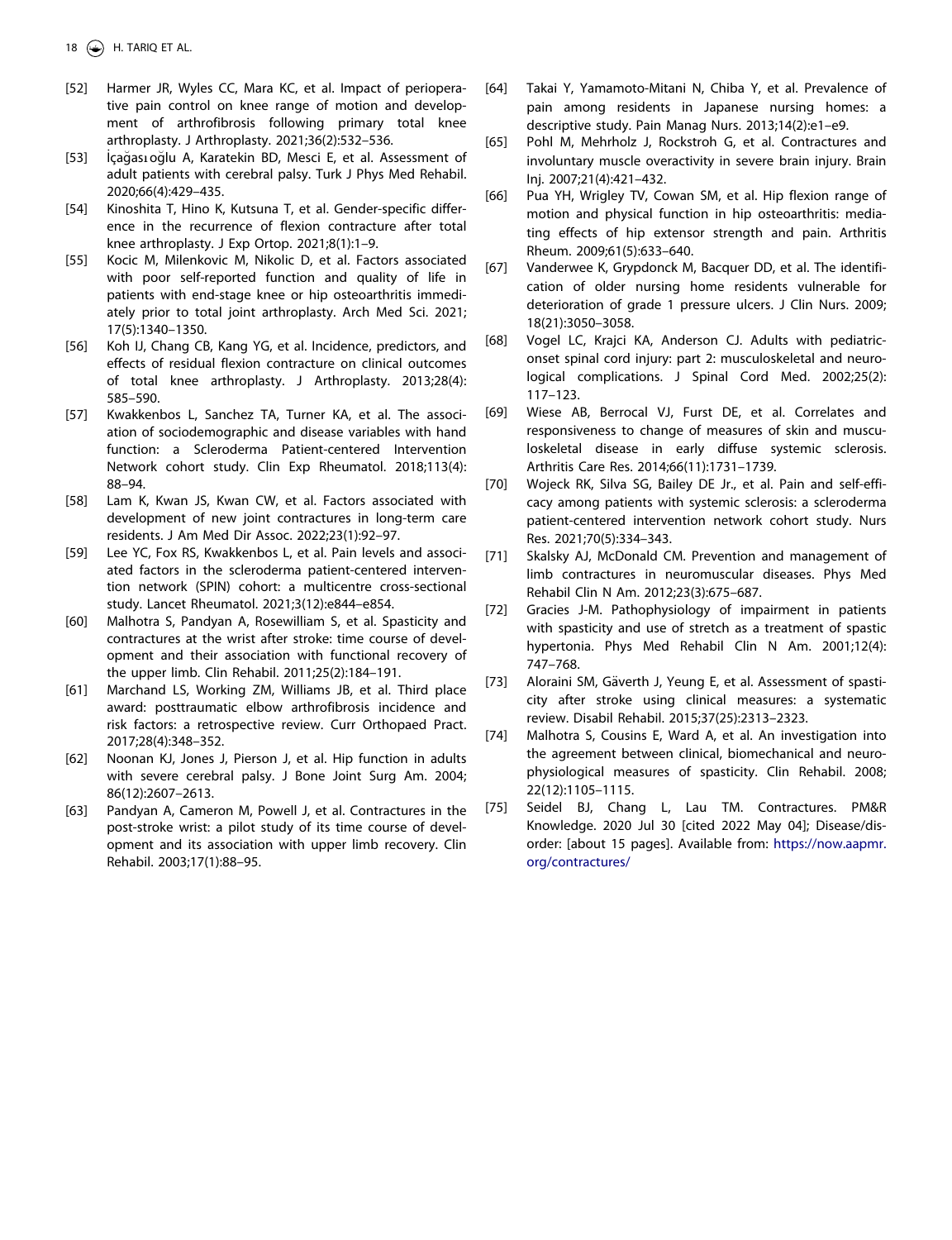[52] Harmer JR, Wyles CC, Mara KC, et al. Impact of perioperative pain control on knee range of motion and development of arthrofibrosis following primary total knee arthroplasty. J Arthroplasty. 2021;36(2):532–536.

[53] İçağasıoğlu A, Karatekin BD, Mesci E, et al. Assessment of adult patients with cerebral palsy. Turk J Phys Med Rehabil. 2020;66(4):429–435.

[54] Kinoshita T, Hino K, Kutsuna T, et al. Gender-specific difference in the recurrence of flexion contracture after total knee arthroplasty. J Exp Ortop. 2021;8(1):1–9.

[55] Kocic M, Milenkovic M, Nikolic D, et al. Factors associated with poor self-reported function and quality of life in patients with end-stage knee or hip osteoarthritis immediately prior to total joint arthroplasty. Arch Med Sci. 2021; 17(5):1340–1350.

[56] Koh IJ, Chang CB, Kang YG, et al. Incidence, predictors, and effects of residual flexion contracture on clinical outcomes of total knee arthroplasty. J Arthroplasty. 2013;28(4): 585–590.

[57] Kwakkenbos L, Sanchez TA, Turner KA, et al. The association of sociodemographic and disease variables with hand function: a Scleroderma Patient-centered Intervention Network cohort study. Clin Exp Rheumatol. 2018;113(4): 88–94.

[58] Lam K, Kwan JS, Kwan CW, et al. Factors associated with development of new joint contractures in long-term care residents. J Am Med Dir Assoc. 2022;23(1):92–97.

[59] Lee YC, Fox RS, Kwakkenbos L, et al. Pain levels and associated factors in the scleroderma patient-centered intervention network (SPIN) cohort: a multicentre cross-sectional study. Lancet Rheumatol. 2021;3(12):e844–e854.

[60] Malhotra S, Pandyan A, Rosewilliam S, et al. Spasticity and contractures at the wrist after stroke: time course of development and their association with functional recovery of the upper limb. Clin Rehabil. 2011;25(2):184–191.

[61] Marchand LS, Working ZM, Williams JB, et al. Third place award: posttraumatic elbow arthrofibrosis incidence and risk factors: a retrospective review. Curr Orthopaed Pract. 2017;28(4):348–352.

[62] Noonan KJ, Jones J, Pierson J, et al. Hip function in adults with severe cerebral palsy. J Bone Joint Surg Am. 2004; 86(12):2607–2613.

[63] Pandyan A, Cameron M, Powell J, et al. Contractures in the post-stroke wrist: a pilot study of its time course of development and its association with upper limb recovery. Clin Rehabil. 2003;17(1):88–95.

[64] Takai Y, Yamamoto-Mitani N, Chiba Y, et al. Prevalence of pain among residents in Japanese nursing homes: a descriptive study. Pain Manag Nurs. 2013;14(2):e1–e9.

[65] Pohl M, Mehrholz J, Rockstroh G, et al. Contractures and involuntary muscle overactivity in severe brain injury. Brain Inj. 2007;21(4):421–432.

[66] Pua YH, Wrigley TV, Cowan SM, et al. Hip flexion range of motion and physical function in hip osteoarthritis: mediating effects of hip extensor strength and pain. Arthritis Rheum. 2009;61(5):633–640.

[67] Vanderwee K, Grypdonck M, Bacquer DD, et al. The identification of older nursing home residents vulnerable for deterioration of grade 1 pressure ulcers. J Clin Nurs. 2009; 18(21):3050–3058.

[68] Vogel LC, Krajci KA, Anderson CJ. Adults with pediatric-onset spinal cord injury: part 2: musculoskeletal and neurological complications. J Spinal Cord Med. 2002;25(2): 117–123.

[69] Wiese AB, Berrocal VJ, Furst DE, et al. Correlates and responsiveness to change of measures of skin and musculoskeletal disease in early diffuse systemic sclerosis. Arthritis Care Res. 2014;66(11):1731–1739.

[70] Wojeck RK, Silva SG, Bailey DE Jr., et al. Pain and self-efficacy among patients with systemic sclerosis: a scleroderma patient-centered intervention network cohort study. Nurs Res. 2021;70(5):334–343.

[71] Skalsky AJ, McDonald CM. Prevention and management of limb contractures in neuromuscular diseases. Phys Med Rehabil Clin N Am. 2012;23(3):675–687.

[72] Gracies J-M. Pathophysiology of impairment in patients with spasticity and use of stretch as a treatment of spastic hypertonia. Phys Med Rehabil Clin N Am. 2001;12(4): 747–768.

[73] Aloraini SM, Gäverth J, Yeung E, et al. Assessment of spasticity after stroke using clinical measures: a systematic review. Disabil Rehabil. 2015;37(25):2313–2323.

[74] Malhotra S, Cousins E, Ward A, et al. An investigation into the agreement between clinical, biomechanical and neurophysiological measures of spasticity. Clin Rehabil. 2008; 22(12):1105–1115.

[75] Seidel BJ, Chang L, Lau TM. Contractures. PM&R Knowledge. 2020 Jul 30 [cited 2022 May 04]; Disease/disorder: [about 15 pages]. Available from: https://now.aapmr.org/contractures/